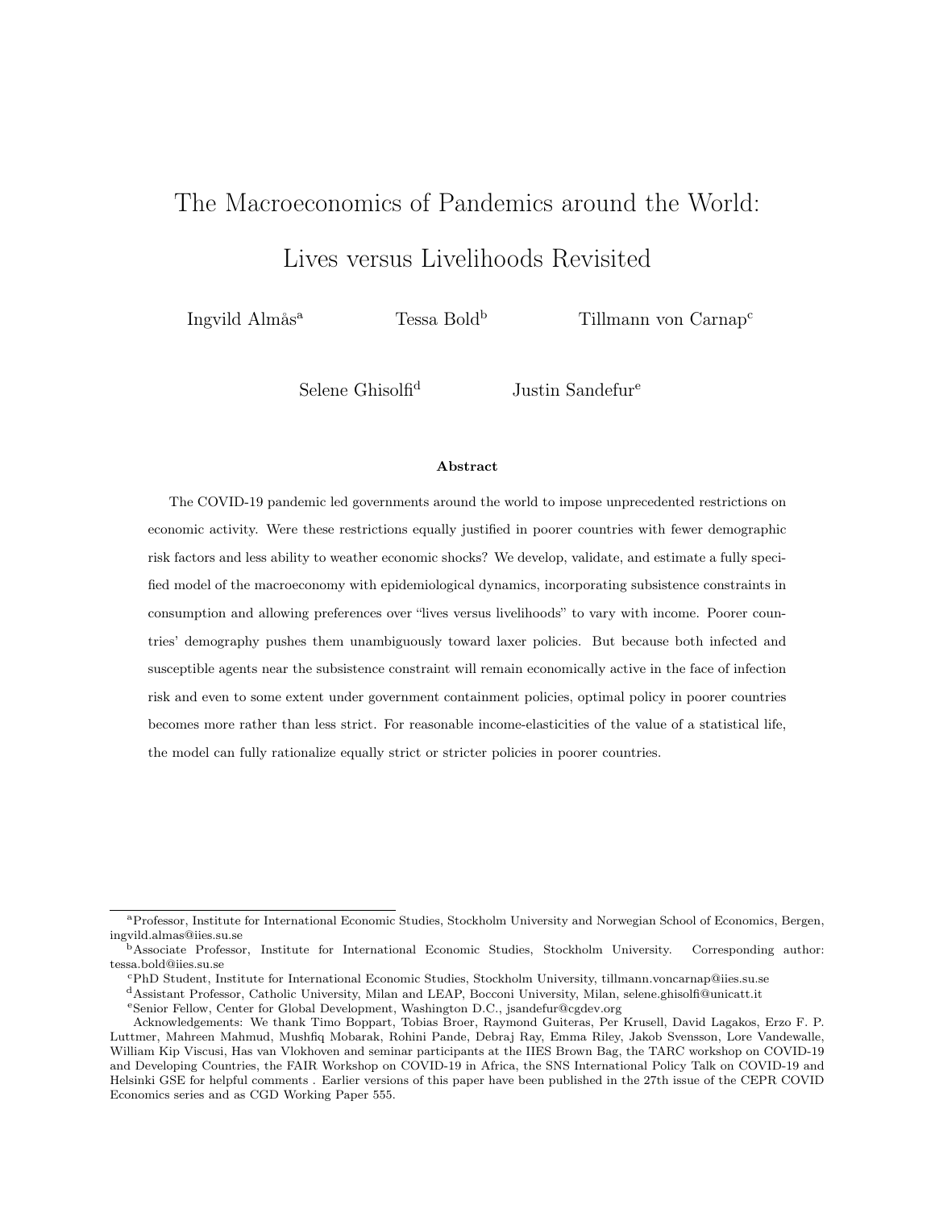# The Macroeconomics of Pandemics around the World: Lives versus Livelihoods Revisited

Ingvild Almås[a] Tessa Bold[b] Tillmann von Carnap[c]

Selene Ghisolfi[d] Justin Sandefur[e]

### Abstract

The COVID-19 pandemic led governments around the world to impose unprecedented restrictions on economic activity. Were these restrictions equally justified in poorer countries with fewer demographic risk factors and less ability to weather economic shocks? We develop, validate, and estimate a fully specified model of the macroeconomy with epidemiological dynamics, incorporating subsistence constraints in consumption and allowing preferences over "lives versus livelihoods" to vary with income. Poorer countries' demography pushes them unambiguously toward laxer policies. But because both infected and susceptible agents near the subsistence constraint will remain economically active in the face of infection risk and even to some extent under government containment policies, optimal policy in poorer countries becomes more rather than less strict. For reasonable income-elasticities of the value of a statistical life, the model can fully rationalize equally strict or stricter policies in poorer countries.

---

[a] Professor, Institute for International Economic Studies, Stockholm University and Norwegian School of Economics, Bergen, ingvild.almas@iies.su.se

[b] Associate Professor, Institute for International Economic Studies, Stockholm University. Corresponding author: tessa.bold@iies.su.se

[c] PhD Student, Institute for International Economic Studies, Stockholm University, tillmann.voncarnap@iies.su.se

[d] Assistant Professor, Catholic University, Milan and LEAP, Bocconi University, Milan, selene.ghisolfi@unicatt.it

[e] Senior Fellow, Center for Global Development, Washington D.C., jsandefur@cgdev.org

Acknowledgements: We thank Timo Boppart, Tobias Broer, Raymond Guiteras, Per Krusell, David Lagakos, Erzo F. P. Luttmer, Mahreen Mahmud, Mushfiq Mobarak, Rohini Pande, Debraj Ray, Emma Riley, Jakob Svensson, Lore Vandewalle, William Kip Viscusi, Has van Vlokhoven and seminar participants at the IIES Brown Bag, the TARC workshop on COVID-19 and Developing Countries, the FAIR Workshop on COVID-19 in Africa, the SNS International Policy Talk on COVID-19 and Helsinki GSE for helpful comments . Earlier versions of this paper have been published in the 27th issue of the CEPR COVID Economics series and as CGD Working Paper 555.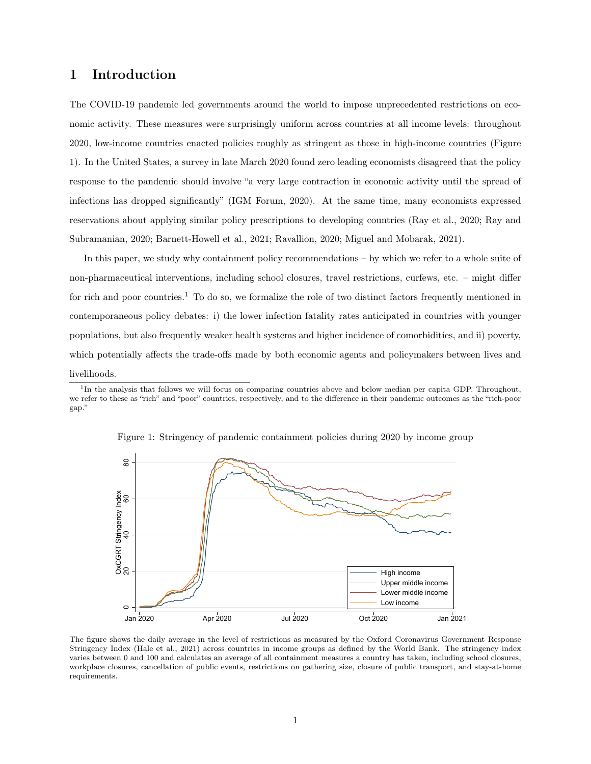# 1 Introduction

The COVID-19 pandemic led governments around the world to impose unprecedented restrictions on economic activity. These measures were surprisingly uniform across countries at all income levels: throughout 2020, low-income countries enacted policies roughly as stringent as those in high-income countries (Figure 1). In the United States, a survey in late March 2020 found zero leading economists disagreed that the policy response to the pandemic should involve "a very large contraction in economic activity until the spread of infections has dropped significantly" (IGM Forum, 2020). At the same time, many economists expressed reservations about applying similar policy prescriptions to developing countries (Ray et al., 2020; Ray and Subramanian, 2020; Barnett-Howell et al., 2021; Ravallion, 2020; Miguel and Mobarak, 2021).

In this paper, we study why containment policy recommendations – by which we refer to a whole suite of non-pharmaceutical interventions, including school closures, travel restrictions, curfews, etc. – might differ for rich and poor countries.[1] To do so, we formalize the role of two distinct factors frequently mentioned in contemporaneous policy debates: i) the lower infection fatality rates anticipated in countries with younger populations, but also frequently weaker health systems and higher incidence of comorbidities, and ii) poverty, which potentially affects the trade-offs made by both economic agents and policymakers between lives and livelihoods.

[1] In the analysis that follows we will focus on comparing countries above and below median per capita GDP. Throughout, we refer to these as "rich" and "poor" countries, respectively, and to the difference in their pandemic outcomes as the "rich-poor gap."

Figure 1: Stringency of pandemic containment policies during 2020 by income group

OxCGRT Stringency Index
0
20
40
60
80
Jan 2020
Apr 2020
Jul 2020
Oct 2020
Jan 2021
High income
Upper middle income
Lower middle income
Low income

The figure shows the daily average in the level of restrictions as measured by the Oxford Coronavirus Government Response Stringency Index (Hale et al., 2021) across countries in income groups as defined by the World Bank. The stringency index varies between 0 and 100 and calculates an average of all containment measures a country has taken, including school closures, workplace closures, cancellation of public events, restrictions on gathering size, closure of public transport, and stay-at-home requirements.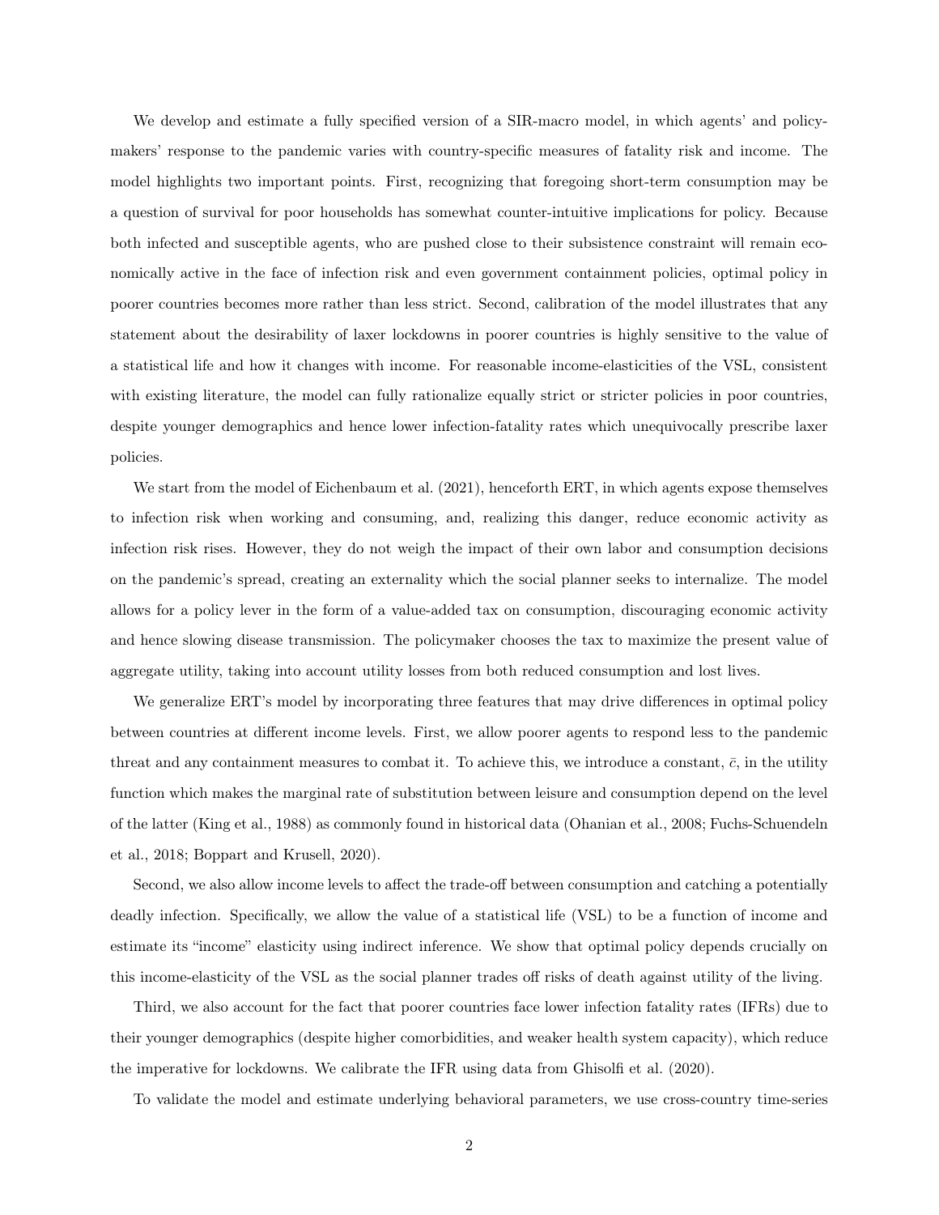We develop and estimate a fully specified version of a SIR-macro model, in which agents' and policymakers' response to the pandemic varies with country-specific measures of fatality risk and income. The model highlights two important points. First, recognizing that foregoing short-term consumption may be a question of survival for poor households has somewhat counter-intuitive implications for policy. Because both infected and susceptible agents, who are pushed close to their subsistence constraint will remain economically active in the face of infection risk and even government containment policies, optimal policy in poorer countries becomes more rather than less strict. Second, calibration of the model illustrates that any statement about the desirability of laxer lockdowns in poorer countries is highly sensitive to the value of a statistical life and how it changes with income. For reasonable income-elasticities of the VSL, consistent with existing literature, the model can fully rationalize equally strict or stricter policies in poor countries, despite younger demographics and hence lower infection-fatality rates which unequivocally prescribe laxer policies.

We start from the model of Eichenbaum et al. (2021), henceforth ERT, in which agents expose themselves to infection risk when working and consuming, and, realizing this danger, reduce economic activity as infection risk rises. However, they do not weigh the impact of their own labor and consumption decisions on the pandemic's spread, creating an externality which the social planner seeks to internalize. The model allows for a policy lever in the form of a value-added tax on consumption, discouraging economic activity and hence slowing disease transmission. The policymaker chooses the tax to maximize the present value of aggregate utility, taking into account utility losses from both reduced consumption and lost lives.

We generalize ERT's model by incorporating three features that may drive differences in optimal policy between countries at different income levels. First, we allow poorer agents to respond less to the pandemic threat and any containment measures to combat it. To achieve this, we introduce a constant, $\bar{c}$, in the utility function which makes the marginal rate of substitution between leisure and consumption depend on the level of the latter (King et al., 1988) as commonly found in historical data (Ohanian et al., 2008; Fuchs-Schuendeln et al., 2018; Boppart and Krusell, 2020).

Second, we also allow income levels to affect the trade-off between consumption and catching a potentially deadly infection. Specifically, we allow the value of a statistical life (VSL) to be a function of income and estimate its "income" elasticity using indirect inference. We show that optimal policy depends crucially on this income-elasticity of the VSL as the social planner trades off risks of death against utility of the living.

Third, we also account for the fact that poorer countries face lower infection fatality rates (IFRs) due to their younger demographics (despite higher comorbidities, and weaker health system capacity), which reduce the imperative for lockdowns. We calibrate the IFR using data from Ghisolfi et al. (2020).

To validate the model and estimate underlying behavioral parameters, we use cross-country time-series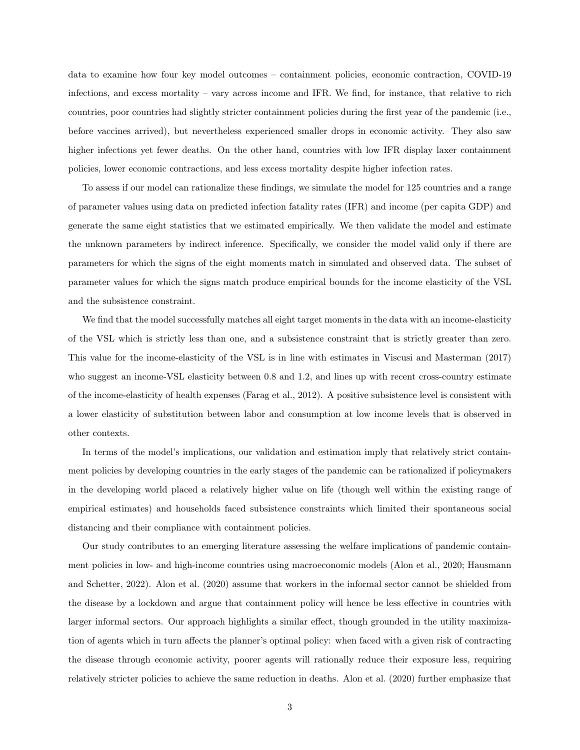data to examine how four key model outcomes – containment policies, economic contraction, COVID-19 infections, and excess mortality – vary across income and IFR. We find, for instance, that relative to rich countries, poor countries had slightly stricter containment policies during the first year of the pandemic (i.e., before vaccines arrived), but nevertheless experienced smaller drops in economic activity. They also saw higher infections yet fewer deaths. On the other hand, countries with low IFR display laxer containment policies, lower economic contractions, and less excess mortality despite higher infection rates.

To assess if our model can rationalize these findings, we simulate the model for 125 countries and a range of parameter values using data on predicted infection fatality rates (IFR) and income (per capita GDP) and generate the same eight statistics that we estimated empirically. We then validate the model and estimate the unknown parameters by indirect inference. Specifically, we consider the model valid only if there are parameters for which the signs of the eight moments match in simulated and observed data. The subset of parameter values for which the signs match produce empirical bounds for the income elasticity of the VSL and the subsistence constraint.

We find that the model successfully matches all eight target moments in the data with an income-elasticity of the VSL which is strictly less than one, and a subsistence constraint that is strictly greater than zero. This value for the income-elasticity of the VSL is in line with estimates in Viscusi and Masterman (2017) who suggest an income-VSL elasticity between 0.8 and 1.2, and lines up with recent cross-country estimate of the income-elasticity of health expenses (Farag et al., 2012). A positive subsistence level is consistent with a lower elasticity of substitution between labor and consumption at low income levels that is observed in other contexts.

In terms of the model's implications, our validation and estimation imply that relatively strict containment policies by developing countries in the early stages of the pandemic can be rationalized if policymakers in the developing world placed a relatively higher value on life (though well within the existing range of empirical estimates) and households faced subsistence constraints which limited their spontaneous social distancing and their compliance with containment policies.

Our study contributes to an emerging literature assessing the welfare implications of pandemic containment policies in low- and high-income countries using macroeconomic models (Alon et al., 2020; Hausmann and Schetter, 2022). Alon et al. (2020) assume that workers in the informal sector cannot be shielded from the disease by a lockdown and argue that containment policy will hence be less effective in countries with larger informal sectors. Our approach highlights a similar effect, though grounded in the utility maximization of agents which in turn affects the planner's optimal policy: when faced with a given risk of contracting the disease through economic activity, poorer agents will rationally reduce their exposure less, requiring relatively stricter policies to achieve the same reduction in deaths. Alon et al. (2020) further emphasize that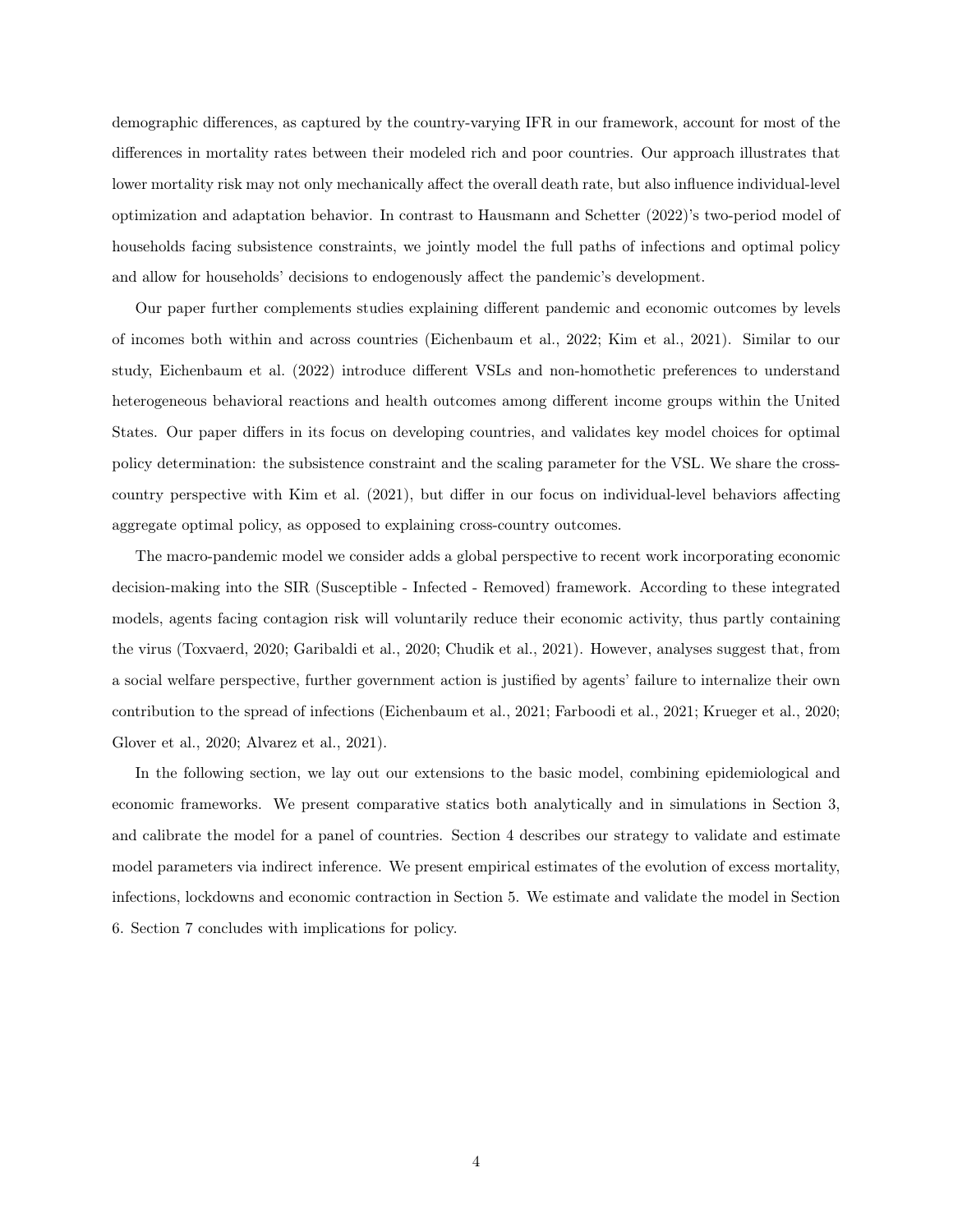demographic differences, as captured by the country-varying IFR in our framework, account for most of the differences in mortality rates between their modeled rich and poor countries. Our approach illustrates that lower mortality risk may not only mechanically affect the overall death rate, but also influence individual-level optimization and adaptation behavior. In contrast to Hausmann and Schetter (2022)'s two-period model of households facing subsistence constraints, we jointly model the full paths of infections and optimal policy and allow for households' decisions to endogenously affect the pandemic's development.

Our paper further complements studies explaining different pandemic and economic outcomes by levels of incomes both within and across countries (Eichenbaum et al., 2022; Kim et al., 2021). Similar to our study, Eichenbaum et al. (2022) introduce different VSLs and non-homothetic preferences to understand heterogeneous behavioral reactions and health outcomes among different income groups within the United States. Our paper differs in its focus on developing countries, and validates key model choices for optimal policy determination: the subsistence constraint and the scaling parameter for the VSL. We share the cross-country perspective with Kim et al. (2021), but differ in our focus on individual-level behaviors affecting aggregate optimal policy, as opposed to explaining cross-country outcomes.

The macro-pandemic model we consider adds a global perspective to recent work incorporating economic decision-making into the SIR (Susceptible - Infected - Removed) framework. According to these integrated models, agents facing contagion risk will voluntarily reduce their economic activity, thus partly containing the virus (Toxvaerd, 2020; Garibaldi et al., 2020; Chudik et al., 2021). However, analyses suggest that, from a social welfare perspective, further government action is justified by agents' failure to internalize their own contribution to the spread of infections (Eichenbaum et al., 2021; Farboodi et al., 2021; Krueger et al., 2020; Glover et al., 2020; Alvarez et al., 2021).

In the following section, we lay out our extensions to the basic model, combining epidemiological and economic frameworks. We present comparative statics both analytically and in simulations in Section 3, and calibrate the model for a panel of countries. Section 4 describes our strategy to validate and estimate model parameters via indirect inference. We present empirical estimates of the evolution of excess mortality, infections, lockdowns and economic contraction in Section 5. We estimate and validate the model in Section 6. Section 7 concludes with implications for policy.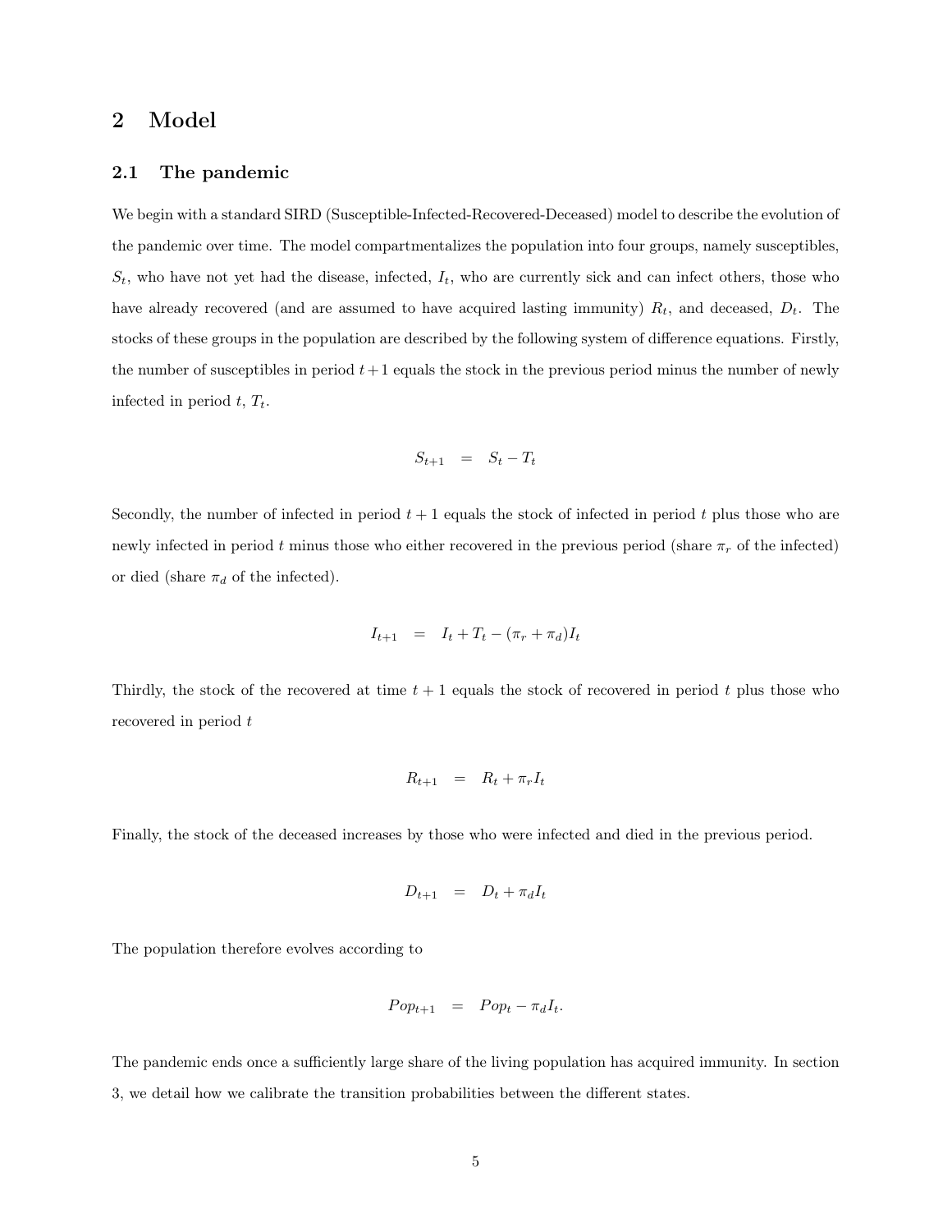## 2 Model

### 2.1 The pandemic

We begin with a standard SIRD (Susceptible-Infected-Recovered-Deceased) model to describe the evolution of the pandemic over time. The model compartmentalizes the population into four groups, namely susceptibles, $S_t$, who have not yet had the disease, infected, $I_t$, who are currently sick and can infect others, those who have already recovered (and are assumed to have acquired lasting immunity) $R_t$, and deceased, $D_t$. The stocks of these groups in the population are described by the following system of difference equations. Firstly, the number of susceptibles in period $t+1$ equals the stock in the previous period minus the number of newly infected in period $t$, $T_t$.

$$S_{t+1} = S_t - T_t$$

Secondly, the number of infected in period $t+1$ equals the stock of infected in period $t$ plus those who are newly infected in period $t$ minus those who either recovered in the previous period (share $\pi_r$ of the infected) or died (share $\pi_d$ of the infected).

$$I_{t+1} = I_t + T_t - (\pi_r + \pi_d) I_t$$

Thirdly, the stock of the recovered at time $t+1$ equals the stock of recovered in period $t$ plus those who recovered in period $t$

$$R_{t+1} = R_t + \pi_r I_t$$

Finally, the stock of the deceased increases by those who were infected and died in the previous period.

$$D_{t+1} = D_t + \pi_d I_t$$

The population therefore evolves according to

$$Pop_{t+1} = Pop_t - \pi_d I_t.$$

The pandemic ends once a sufficiently large share of the living population has acquired immunity. In section 3, we detail how we calibrate the transition probabilities between the different states.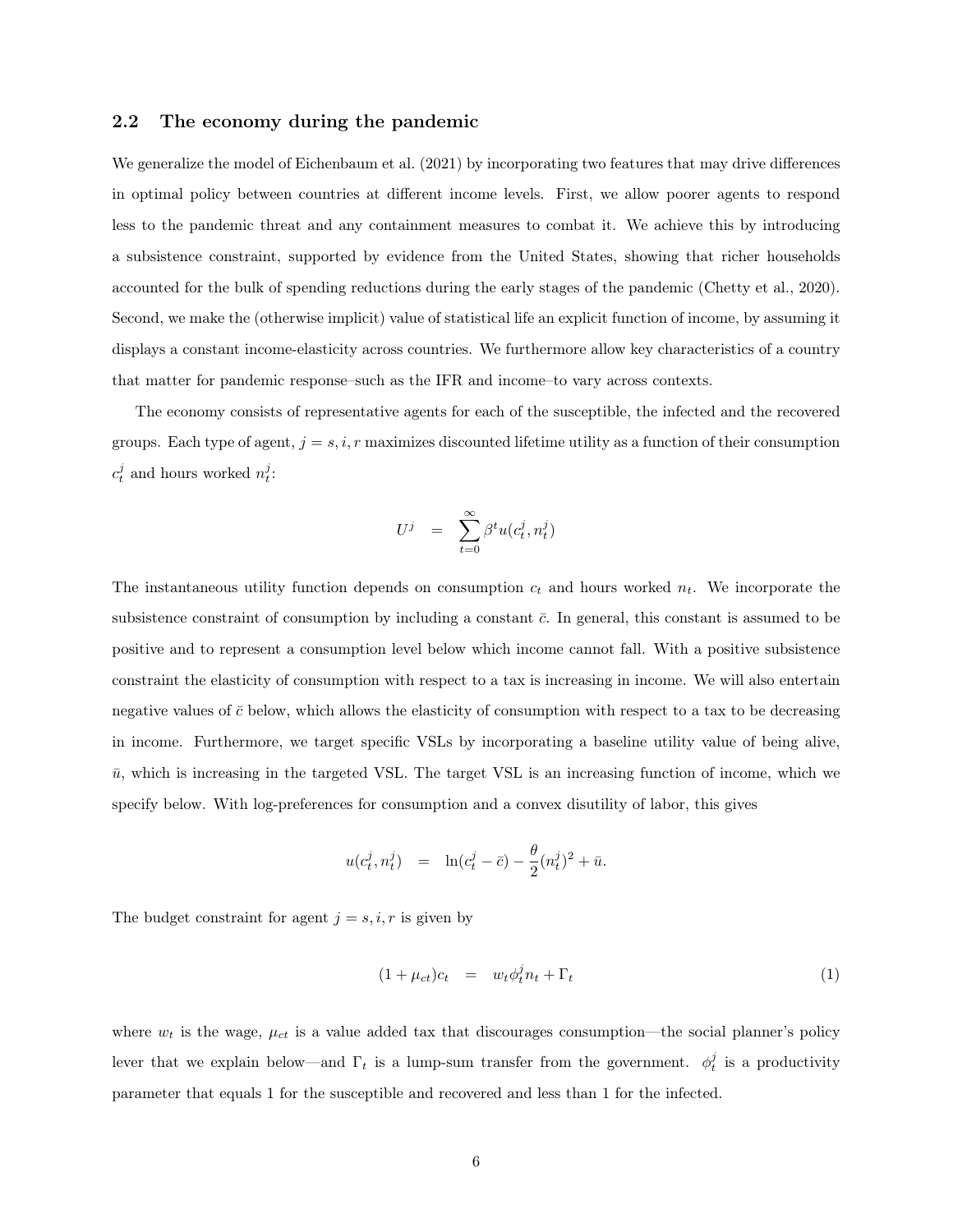### 2.2 The economy during the pandemic

We generalize the model of Eichenbaum et al. (2021) by incorporating two features that may drive differences in optimal policy between countries at different income levels. First, we allow poorer agents to respond less to the pandemic threat and any containment measures to combat it. We achieve this by introducing a subsistence constraint, supported by evidence from the United States, showing that richer households accounted for the bulk of spending reductions during the early stages of the pandemic (Chetty et al., 2020). Second, we make the (otherwise implicit) value of statistical life an explicit function of income, by assuming it displays a constant income-elasticity across countries. We furthermore allow key characteristics of a country that matter for pandemic response–such as the IFR and income–to vary across contexts.

The economy consists of representative agents for each of the susceptible, the infected and the recovered groups. Each type of agent, $j = s, i, r$ maximizes discounted lifetime utility as a function of their consumption $c_t^j$ and hours worked $n_t^j$:

$$U^j = \sum_{t=0}^{\infty} \beta^t u(c_t^j, n_t^j)$$

The instantaneous utility function depends on consumption $c_t$ and hours worked $n_t$. We incorporate the subsistence constraint of consumption by including a constant $\bar{c}$. In general, this constant is assumed to be positive and to represent a consumption level below which income cannot fall. With a positive subsistence constraint the elasticity of consumption with respect to a tax is increasing in income. We will also entertain negative values of $\bar{c}$ below, which allows the elasticity of consumption with respect to a tax to be decreasing in income. Furthermore, we target specific VSLs by incorporating a baseline utility value of being alive, $\bar{u}$, which is increasing in the targeted VSL. The target VSL is an increasing function of income, which we specify below. With log-preferences for consumption and a convex disutility of labor, this gives

$$u(c_t^j, n_t^j) = \ln(c_t^j - \bar{c}) - \frac{\theta}{2}(n_t^j)^2 + \bar{u}.$$

The budget constraint for agent $j = s, i, r$ is given by

$$(1 + \mu_{ct})c_t = w_t \phi_t^j n_t + \Gamma_t \tag{1}$$

where $w_t$ is the wage, $\mu_{ct}$ is a value added tax that discourages consumption—the social planner's policy lever that we explain below—and $\Gamma_t$ is a lump-sum transfer from the government. $\phi_t^j$ is a productivity parameter that equals 1 for the susceptible and recovered and less than 1 for the infected.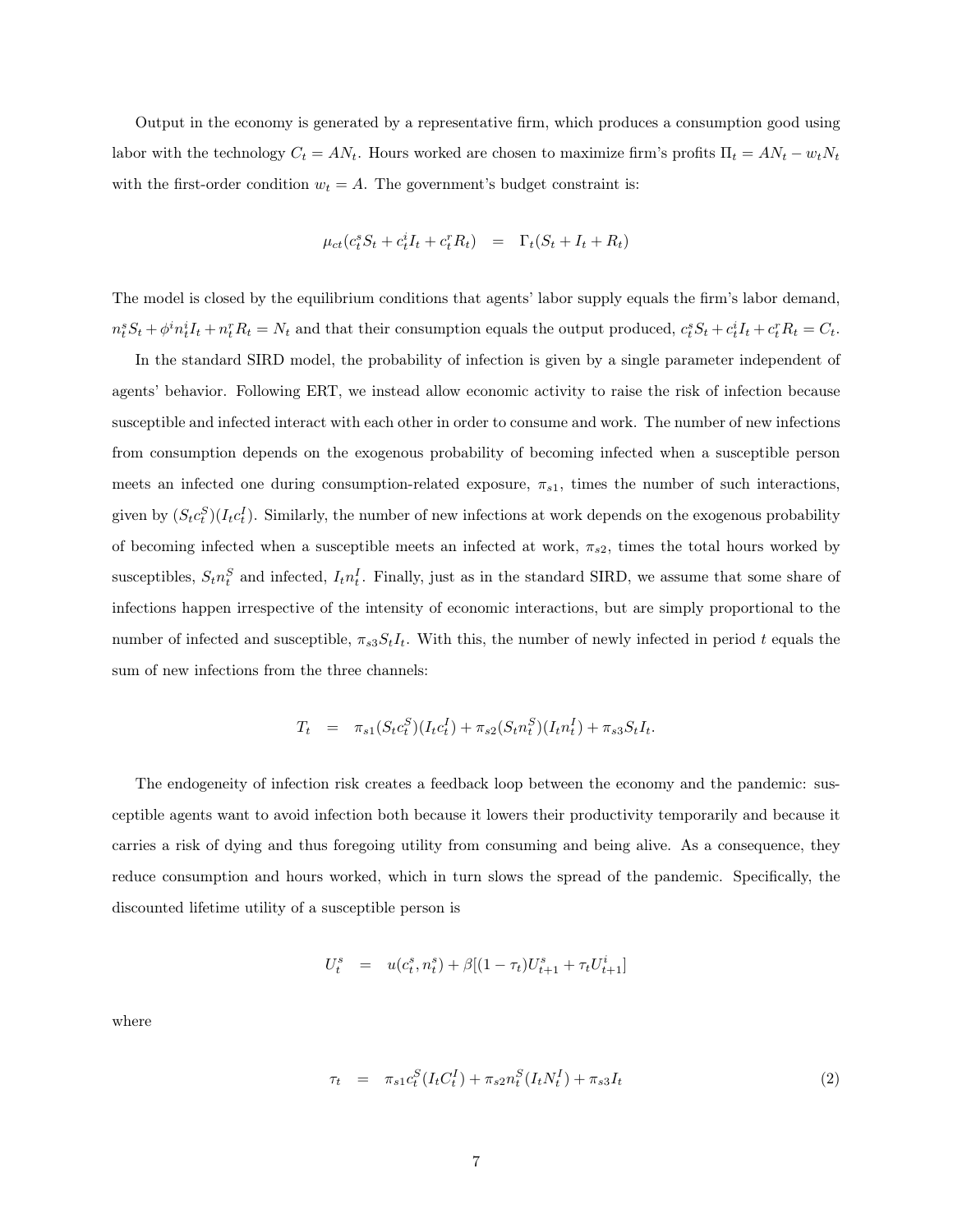Output in the economy is generated by a representative firm, which produces a consumption good using labor with the technology $C_t = AN_t$. Hours worked are chosen to maximize firm's profits $\Pi_t = AN_t - w_t N_t$ with the first-order condition $w_t = A$. The government's budget constraint is:

$$\mu_{ct}(c_t^s S_t + c_t^i I_t + c_t^r R_t) \quad = \quad \Gamma_t(S_t + I_t + R_t)$$

The model is closed by the equilibrium conditions that agents' labor supply equals the firm's labor demand, $n_t^s S_t + \phi^i n_t^i I_t + n_t^r R_t = N_t$ and that their consumption equals the output produced, $c_t^s S_t + c_t^i I_t + c_t^r R_t = C_t$.

In the standard SIRD model, the probability of infection is given by a single parameter independent of agents' behavior. Following ERT, we instead allow economic activity to raise the risk of infection because susceptible and infected interact with each other in order to consume and work. The number of new infections from consumption depends on the exogenous probability of becoming infected when a susceptible person meets an infected one during consumption-related exposure, $\pi_{s1}$, times the number of such interactions, given by $(S_t c_t^S)(I_t c_t^I)$. Similarly, the number of new infections at work depends on the exogenous probability of becoming infected when a susceptible meets an infected at work, $\pi_{s2}$, times the total hours worked by susceptibles, $S_t n_t^S$ and infected, $I_t n_t^I$. Finally, just as in the standard SIRD, we assume that some share of infections happen irrespective of the intensity of economic interactions, but are simply proportional to the number of infected and susceptible, $\pi_{s3} S_t I_t$. With this, the number of newly infected in period $t$ equals the sum of new infections from the three channels:

$$T_t \quad = \quad \pi_{s1}(S_t c_t^S)(I_t c_t^I) + \pi_{s2}(S_t n_t^S)(I_t n_t^I) + \pi_{s3} S_t I_t.$$

The endogeneity of infection risk creates a feedback loop between the economy and the pandemic: susceptible agents want to avoid infection both because it lowers their productivity temporarily and because it carries a risk of dying and thus foregoing utility from consuming and being alive. As a consequence, they reduce consumption and hours worked, which in turn slows the spread of the pandemic. Specifically, the discounted lifetime utility of a susceptible person is

$$U_t^s \quad = \quad u(c_t^s, n_t^s) + \beta[(1 - \tau_t)U_{t+1}^s + \tau_t U_{t+1}^i]$$

where

$$\tau_t \quad = \quad \pi_{s1} c_t^S (I_t C_t^I) + \pi_{s2} n_t^S (I_t N_t^I) + \pi_{s3} I_t \tag{2}$$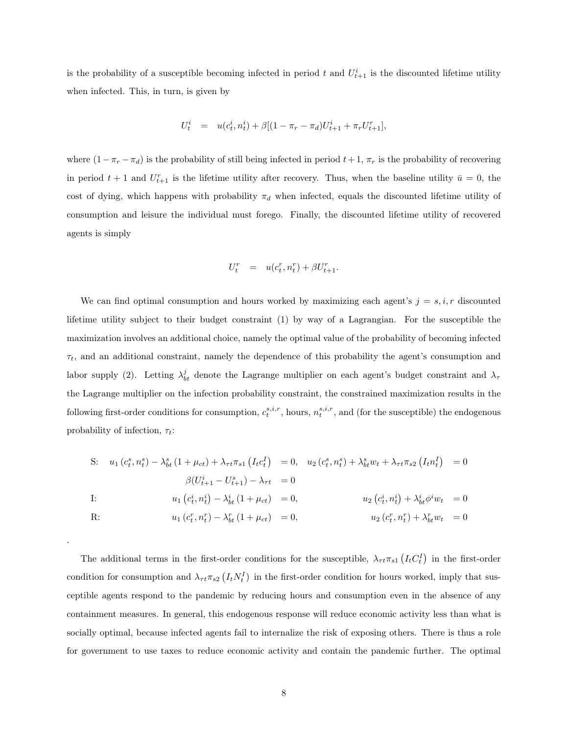is the probability of a susceptible becoming infected in period $t$ and $U^i_{t+1}$ is the discounted lifetime utility when infected. This, in turn, is given by

$$U^i_t \quad = \quad u(c^i_t, n^i_t) + \beta[(1 - \pi_r - \pi_d)U^i_{t+1} + \pi_r U^r_{t+1}],$$

where $(1 - \pi_r - \pi_d)$ is the probability of still being infected in period $t+1$, $\pi_r$ is the probability of recovering in period $t + 1$ and $U^r_{t+1}$ is the lifetime utility after recovery. Thus, when the baseline utility $\bar{u} = 0$, the cost of dying, which happens with probability $\pi_d$ when infected, equals the discounted lifetime utility of consumption and leisure the individual must forego. Finally, the discounted lifetime utility of recovered agents is simply

$$U^r_t \quad = \quad u(c^r_t, n^r_t) + \beta U^r_{t+1}.$$

We can find optimal consumption and hours worked by maximizing each agent's $j = s, i, r$ discounted lifetime utility subject to their budget constraint (1) by way of a Lagrangian. For the susceptible the maximization involves an additional choice, namely the optimal value of the probability of becoming infected $\tau_t$, and an additional constraint, namely the dependence of this probability the agent's consumption and labor supply (2). Letting $\lambda^j_{bt}$ denote the Lagrange multiplier on each agent's budget constraint and $\lambda_\tau$ the Lagrange multiplier on the infection probability constraint, the constrained maximization results in the following first-order conditions for consumption, $c^{s,i,r}_t$, hours, $n^{s,i,r}_t$, and (for the susceptible) the endogenous probability of infection, $\tau_t$:

$$\begin{aligned}
\text{S:} \quad & u_1\left(c^s_t, n^s_t\right) - \lambda^s_{bt}\left(1 + \mu_{ct}\right) + \lambda_{\tau t}\pi_{s1}\left(I_t c^I_t\right) = 0, \quad && u_2\left(c^s_t, n^s_t\right) + \lambda^s_{bt} w_t + \lambda_{\tau t}\pi_{s2}\left(I_t n^I_t\right) = 0 \\
& \beta(U^i_{t+1} - U^s_{t+1}) - \lambda_{\tau t} = 0 && \\
\text{I:} \quad & u_1\left(c^i_t, n^i_t\right) - \lambda^i_{bt}\left(1 + \mu_{ct}\right) = 0, && u_2\left(c^i_t, n^i_t\right) + \lambda^i_{bt}\phi^i w_t = 0 \\
\text{R:} \quad & u_1\left(c^r_t, n^r_t\right) - \lambda^r_{bt}\left(1 + \mu_{ct}\right) = 0, && u_2\left(c^r_t, n^r_t\right) + \lambda^r_{bt} w_t = 0
\end{aligned}$$

.

The additional terms in the first-order conditions for the susceptible, $\lambda_{\tau t}\pi_{s1}\left(I_t C^I_t\right)$ in the first-order condition for consumption and $\lambda_{\tau t}\pi_{s2}\left(I_t N^I_t\right)$ in the first-order condition for hours worked, imply that susceptible agents respond to the pandemic by reducing hours and consumption even in the absence of any containment measures. In general, this endogenous response will reduce economic activity less than what is socially optimal, because infected agents fail to internalize the risk of exposing others. There is thus a role for government to use taxes to reduce economic activity and contain the pandemic further. The optimal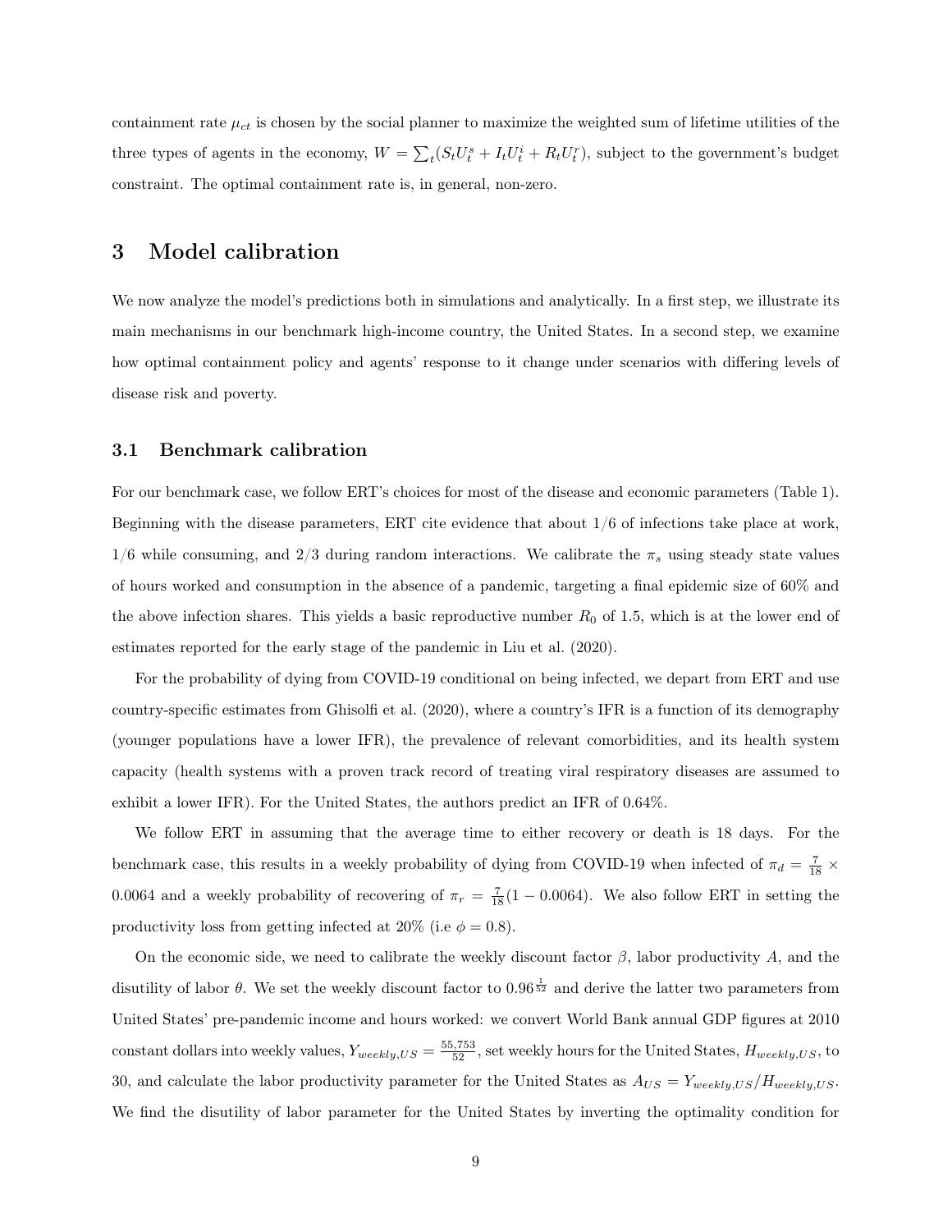containment rate $\mu_{ct}$ is chosen by the social planner to maximize the weighted sum of lifetime utilities of the three types of agents in the economy, $W = \sum_t (S_t U_t^s + I_t U_t^i + R_t U_t^r)$, subject to the government's budget constraint. The optimal containment rate is, in general, non-zero.

# 3 Model calibration

We now analyze the model's predictions both in simulations and analytically. In a first step, we illustrate its main mechanisms in our benchmark high-income country, the United States. In a second step, we examine how optimal containment policy and agents' response to it change under scenarios with differing levels of disease risk and poverty.

## 3.1 Benchmark calibration

For our benchmark case, we follow ERT's choices for most of the disease and economic parameters (Table 1). Beginning with the disease parameters, ERT cite evidence that about 1/6 of infections take place at work, 1/6 while consuming, and 2/3 during random interactions. We calibrate the $\pi_s$ using steady state values of hours worked and consumption in the absence of a pandemic, targeting a final epidemic size of 60% and the above infection shares. This yields a basic reproductive number $R_0$ of 1.5, which is at the lower end of estimates reported for the early stage of the pandemic in Liu et al. (2020).

For the probability of dying from COVID-19 conditional on being infected, we depart from ERT and use country-specific estimates from Ghisolfi et al. (2020), where a country's IFR is a function of its demography (younger populations have a lower IFR), the prevalence of relevant comorbidities, and its health system capacity (health systems with a proven track record of treating viral respiratory diseases are assumed to exhibit a lower IFR). For the United States, the authors predict an IFR of 0.64%.

We follow ERT in assuming that the average time to either recovery or death is 18 days. For the benchmark case, this results in a weekly probability of dying from COVID-19 when infected of $\pi_d = \frac{7}{18} \times 0.0064$ and a weekly probability of recovering of $\pi_r = \frac{7}{18}(1 - 0.0064)$. We also follow ERT in setting the productivity loss from getting infected at 20% (i.e $\phi = 0.8$).

On the economic side, we need to calibrate the weekly discount factor $\beta$, labor productivity $A$, and the disutility of labor $\theta$. We set the weekly discount factor to $0.96^{\frac{1}{52}}$ and derive the latter two parameters from United States' pre-pandemic income and hours worked: we convert World Bank annual GDP figures at 2010 constant dollars into weekly values, $Y_{weekly,US} = \frac{55{,}753}{52}$, set weekly hours for the United States, $H_{weekly,US}$, to 30, and calculate the labor productivity parameter for the United States as $A_{US} = Y_{weekly,US}/H_{weekly,US}$. We find the disutility of labor parameter for the United States by inverting the optimality condition for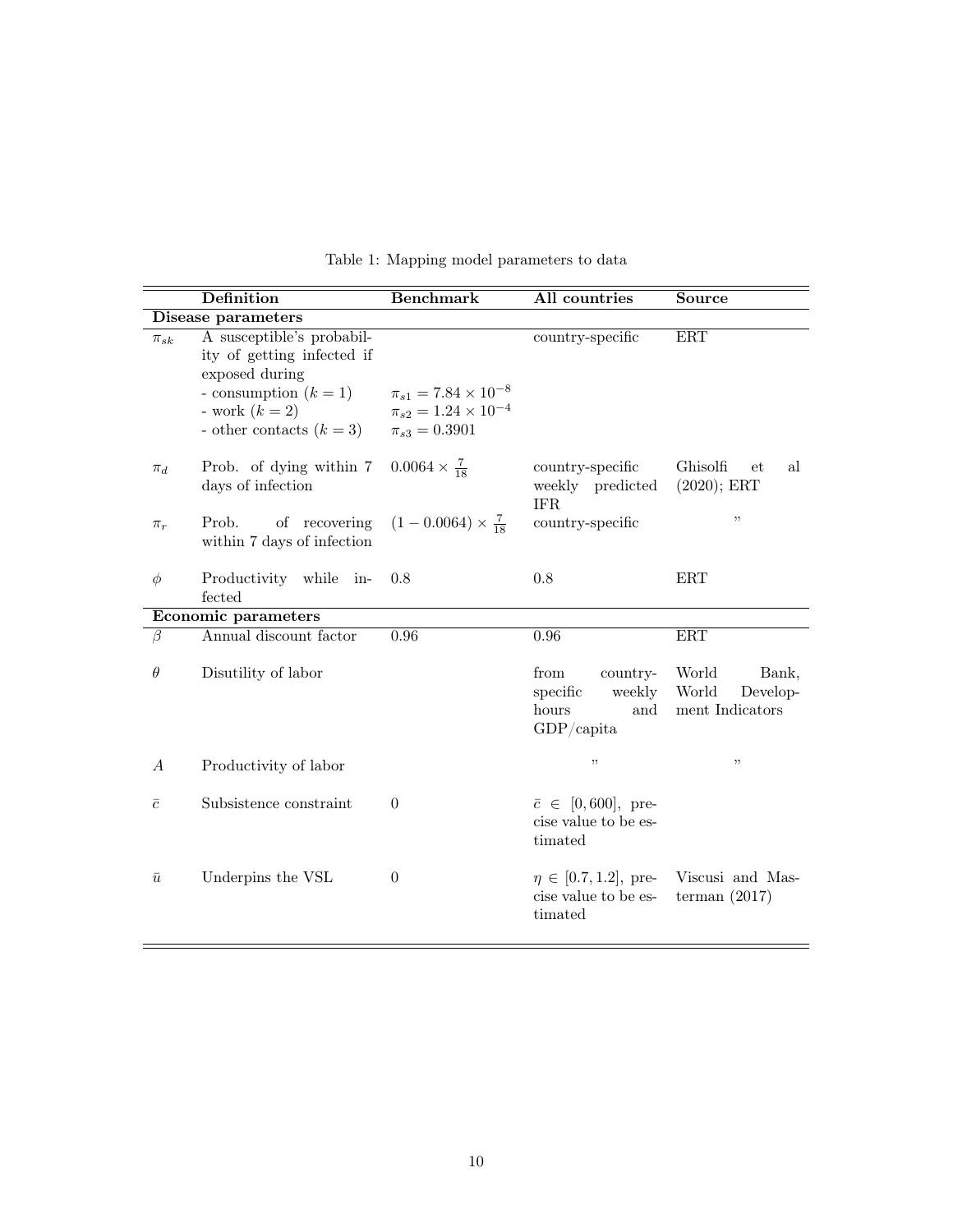Table 1: Mapping model parameters to data

| | Definition | Benchmark | All countries | Source |
|---|---|---|---|---|
| **Disease parameters** | | | | |
| $\pi_{sk}$ | A susceptible's probability of getting infected if exposed during | | country-specific | ERT |
| | - consumption ($k = 1$) | $\pi_{s1} = 7.84 \times 10^{-8}$ | | |
| | - work ($k = 2$) | $\pi_{s2} = 1.24 \times 10^{-4}$ | | |
| | - other contacts ($k = 3$) | $\pi_{s3} = 0.3901$ | | |
| $\pi_d$ | Prob. of dying within 7 days of infection | $0.0064 \times \frac{7}{18}$ | country-specific weekly predicted IFR | Ghisolfi et al (2020); ERT |
| $\pi_r$ | Prob. of recovering within 7 days of infection | $(1 - 0.0064) \times \frac{7}{18}$ | country-specific | " |
| $\phi$ | Productivity while infected | 0.8 | 0.8 | ERT |
| **Economic parameters** | | | | |
| $\beta$ | Annual discount factor | 0.96 | 0.96 | ERT |
| $\theta$ | Disutility of labor | | from country-specific weekly hours and GDP/capita | World Bank, World Development Indicators |
| $A$ | Productivity of labor | | " | " |
| $\bar{c}$ | Subsistence constraint | 0 | $\bar{c} \in [0, 600]$, precise value to be estimated | |
| $\bar{u}$ | Underpins the VSL | 0 | $\eta \in [0.7, 1.2]$, precise value to be estimated | Viscusi and Masterman (2017) |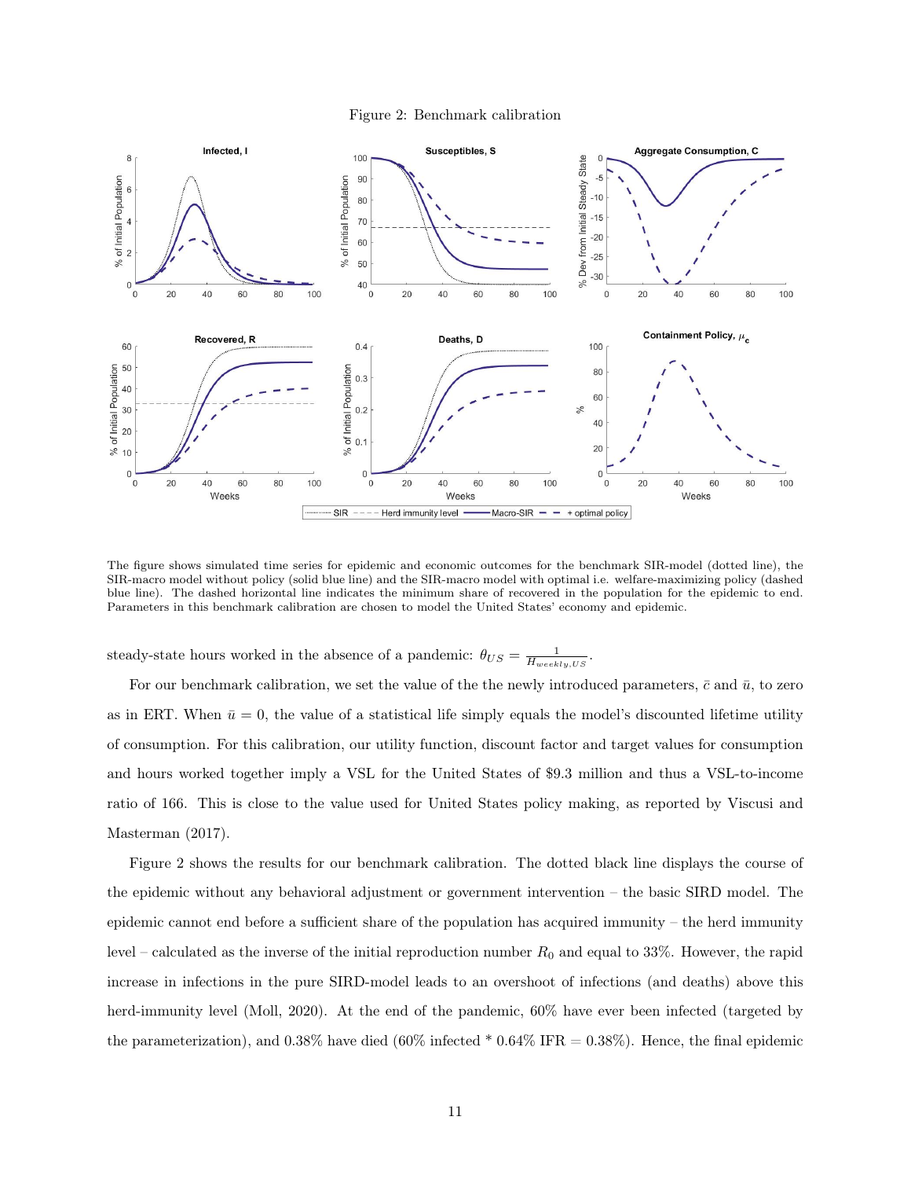Figure 2: Benchmark calibration

Infected, I

% of Initial Population

8
6
4
2
0

0 20 40 60 80 100

Susceptibles, S

% of Initial Population

100
90
80
70
60
50
40

0 20 40 60 80 100

Aggregate Consumption, C

% Dev from Initial Steady State

0
-5
-10
-15
-20
-25
-30

0 20 40 60 80 100

Recovered, R

% of Initial Population

60
50
40
30
20
10
0

0 20 40 60 80 100

Weeks

Deaths, D

% of Initial Population

0.4
0.3
0.2
0.1
0

0 20 40 60 80 100

Weeks

Containment Policy, $\mu_c$

%

100
80
60
40
20
0

0 20 40 60 80 100

Weeks

SIR ---- Herd immunity level —— Macro-SIR – – + optimal policy

The figure shows simulated time series for epidemic and economic outcomes for the benchmark SIR-model (dotted line), the SIR-macro model without policy (solid blue line) and the SIR-macro model with optimal i.e. welfare-maximizing policy (dashed blue line). The dashed horizontal line indicates the minimum share of recovered in the population for the epidemic to end. Parameters in this benchmark calibration are chosen to model the United States' economy and epidemic.

steady-state hours worked in the absence of a pandemic: $\theta_{US} = \frac{1}{H_{weekly,US}}$.

For our benchmark calibration, we set the value of the the newly introduced parameters, $\bar{c}$ and $\bar{u}$, to zero as in ERT. When $\bar{u} = 0$, the value of a statistical life simply equals the model's discounted lifetime utility of consumption. For this calibration, our utility function, discount factor and target values for consumption and hours worked together imply a VSL for the United States of \$9.3 million and thus a VSL-to-income ratio of 166. This is close to the value used for United States policy making, as reported by Viscusi and Masterman (2017).

Figure 2 shows the results for our benchmark calibration. The dotted black line displays the course of the epidemic without any behavioral adjustment or government intervention – the basic SIRD model. The epidemic cannot end before a sufficient share of the population has acquired immunity – the herd immunity level – calculated as the inverse of the initial reproduction number $R_0$ and equal to 33%. However, the rapid increase in infections in the pure SIRD-model leads to an overshoot of infections (and deaths) above this herd-immunity level (Moll, 2020). At the end of the pandemic, 60% have ever been infected (targeted by the parameterization), and 0.38% have died (60% infected * 0.64% IFR = 0.38%). Hence, the final epidemic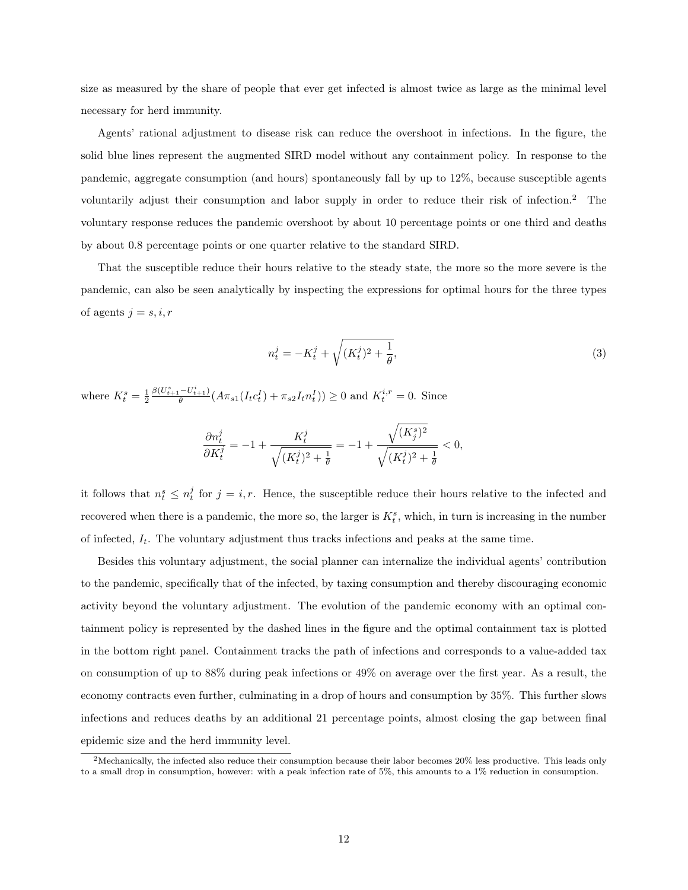size as measured by the share of people that ever get infected is almost twice as large as the minimal level necessary for herd immunity.

Agents' rational adjustment to disease risk can reduce the overshoot in infections. In the figure, the solid blue lines represent the augmented SIRD model without any containment policy. In response to the pandemic, aggregate consumption (and hours) spontaneously fall by up to 12%, because susceptible agents voluntarily adjust their consumption and labor supply in order to reduce their risk of infection.[2] The voluntary response reduces the pandemic overshoot by about 10 percentage points or one third and deaths by about 0.8 percentage points or one quarter relative to the standard SIRD.

That the susceptible reduce their hours relative to the steady state, the more so the more severe is the pandemic, can also be seen analytically by inspecting the expressions for optimal hours for the three types of agents $j = s, i, r$

$$n_t^j = -K_t^j + \sqrt{(K_t^j)^2 + \frac{1}{\theta}}, \tag{3}$$

where $K_t^s = \frac{1}{2}\frac{\beta(U_{t+1}^s - U_{t+1}^i)}{\theta}(A\pi_{s1}(I_t c_t^I) + \pi_{s2} I_t n_t^I)) \geq 0$ and $K_t^{i,r} = 0$. Since

$$\frac{\partial n_t^j}{\partial K_t^j} = -1 + \frac{K_t^j}{\sqrt{(K_t^j)^2 + \frac{1}{\theta}}} = -1 + \frac{\sqrt{(K_j^s)^2}}{\sqrt{(K_t^j)^2 + \frac{1}{\theta}}} < 0,$$

it follows that $n_t^s \leq n_t^j$ for $j = i, r$. Hence, the susceptible reduce their hours relative to the infected and recovered when there is a pandemic, the more so, the larger is $K_t^s$, which, in turn is increasing in the number of infected, $I_t$. The voluntary adjustment thus tracks infections and peaks at the same time.

Besides this voluntary adjustment, the social planner can internalize the individual agents' contribution to the pandemic, specifically that of the infected, by taxing consumption and thereby discouraging economic activity beyond the voluntary adjustment. The evolution of the pandemic economy with an optimal containment policy is represented by the dashed lines in the figure and the optimal containment tax is plotted in the bottom right panel. Containment tracks the path of infections and corresponds to a value-added tax on consumption of up to 88% during peak infections or 49% on average over the first year. As a result, the economy contracts even further, culminating in a drop of hours and consumption by 35%. This further slows infections and reduces deaths by an additional 21 percentage points, almost closing the gap between final epidemic size and the herd immunity level.

[2] Mechanically, the infected also reduce their consumption because their labor becomes 20% less productive. This leads only to a small drop in consumption, however: with a peak infection rate of 5%, this amounts to a 1% reduction in consumption.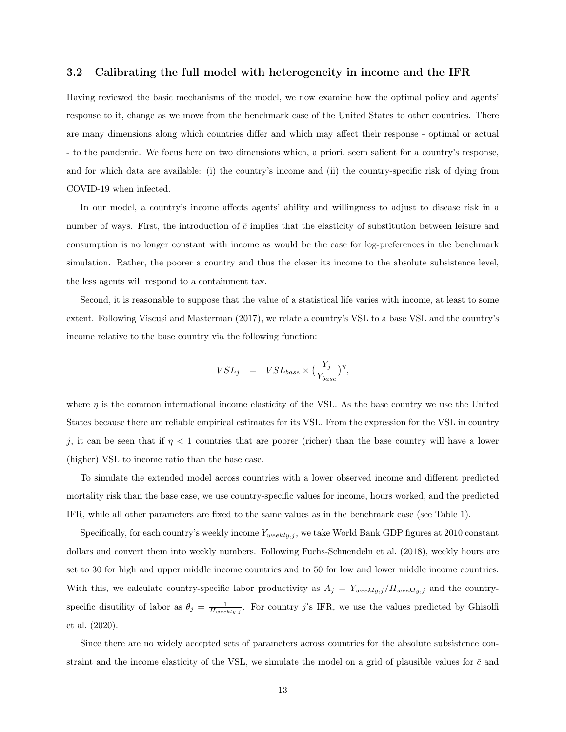### 3.2 Calibrating the full model with heterogeneity in income and the IFR

Having reviewed the basic mechanisms of the model, we now examine how the optimal policy and agents' response to it, change as we move from the benchmark case of the United States to other countries. There are many dimensions along which countries differ and which may affect their response - optimal or actual - to the pandemic. We focus here on two dimensions which, a priori, seem salient for a country's response, and for which data are available: (i) the country's income and (ii) the country-specific risk of dying from COVID-19 when infected.

In our model, a country's income affects agents' ability and willingness to adjust to disease risk in a number of ways. First, the introduction of $\bar{c}$ implies that the elasticity of substitution between leisure and consumption is no longer constant with income as would be the case for log-preferences in the benchmark simulation. Rather, the poorer a country and thus the closer its income to the absolute subsistence level, the less agents will respond to a containment tax.

Second, it is reasonable to suppose that the value of a statistical life varies with income, at least to some extent. Following Viscusi and Masterman (2017), we relate a country's VSL to a base VSL and the country's income relative to the base country via the following function:

$$VSL_j \quad = \quad VSL_{base} \times (\frac{Y_j}{Y_{base}})^{\eta},$$

where $\eta$ is the common international income elasticity of the VSL. As the base country we use the United States because there are reliable empirical estimates for its VSL. From the expression for the VSL in country $j$, it can be seen that if $\eta < 1$ countries that are poorer (richer) than the base country will have a lower (higher) VSL to income ratio than the base case.

To simulate the extended model across countries with a lower observed income and different predicted mortality risk than the base case, we use country-specific values for income, hours worked, and the predicted IFR, while all other parameters are fixed to the same values as in the benchmark case (see Table 1).

Specifically, for each country's weekly income $Y_{weekly,j}$, we take World Bank GDP figures at 2010 constant dollars and convert them into weekly numbers. Following Fuchs-Schuendeln et al. (2018), weekly hours are set to 30 for high and upper middle income countries and to 50 for low and lower middle income countries. With this, we calculate country-specific labor productivity as $A_j = Y_{weekly,j}/H_{weekly,j}$ and the country-specific disutility of labor as $\theta_j = \frac{1}{H_{weekly,j}}$. For country $j'$s IFR, we use the values predicted by Ghisolfi et al. (2020).

Since there are no widely accepted sets of parameters across countries for the absolute subsistence constraint and the income elasticity of the VSL, we simulate the model on a grid of plausible values for $\bar{c}$ and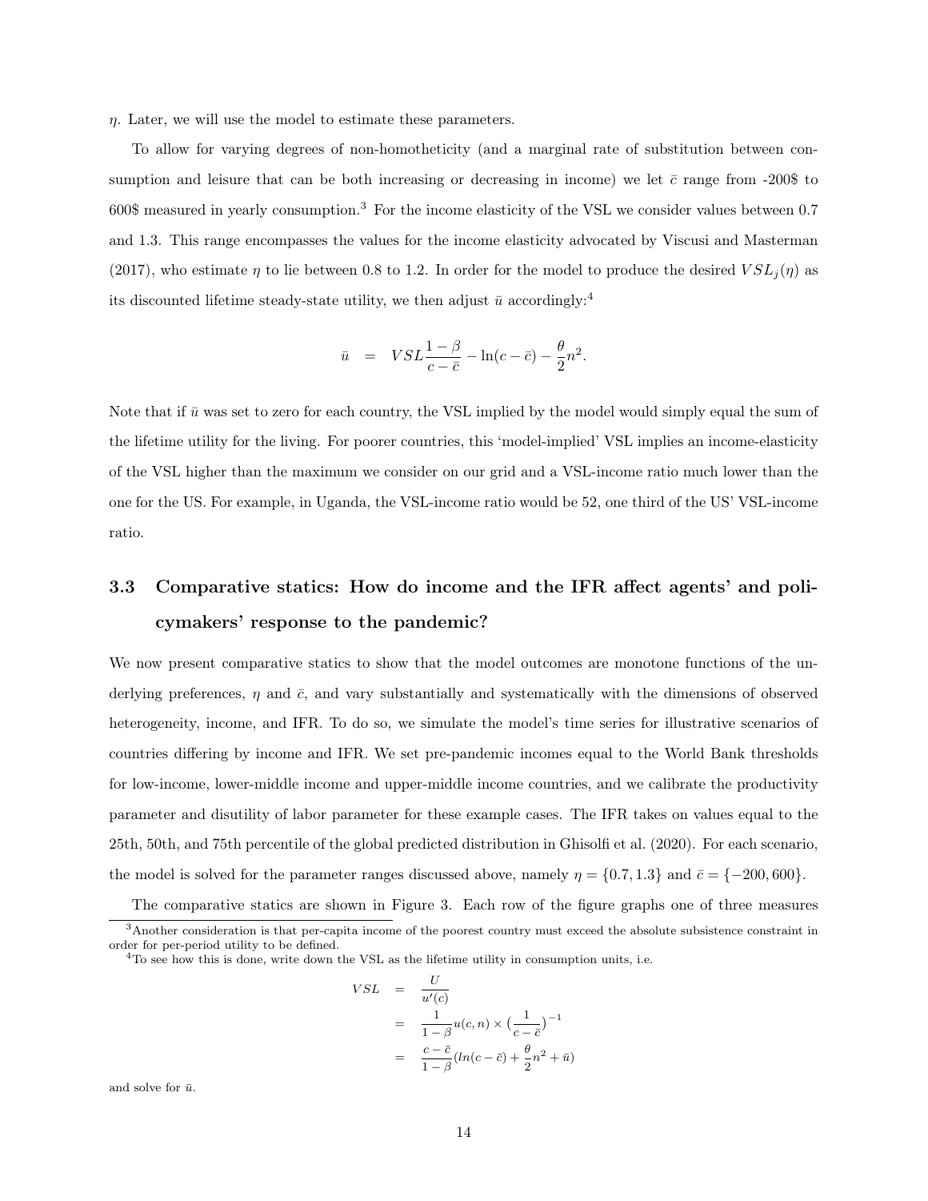$\eta$. Later, we will use the model to estimate these parameters.

To allow for varying degrees of non-homotheticity (and a marginal rate of substitution between consumption and leisure that can be both increasing or decreasing in income) we let $\bar{c}$ range from -200$ to 600$ measured in yearly consumption.[3] For the income elasticity of the VSL we consider values between 0.7 and 1.3. This range encompasses the values for the income elasticity advocated by Viscusi and Masterman (2017), who estimate $\eta$ to lie between 0.8 to 1.2. In order for the model to produce the desired $VSL_j(\eta)$ as its discounted lifetime steady-state utility, we then adjust $\bar{u}$ accordingly:[4]

$$\bar{u} \quad = \quad VSL\frac{1-\beta}{c-\bar{c}} - \ln(c-\bar{c}) - \frac{\theta}{2}n^2.$$

Note that if $\bar{u}$ was set to zero for each country, the VSL implied by the model would simply equal the sum of the lifetime utility for the living. For poorer countries, this 'model-implied' VSL implies an income-elasticity of the VSL higher than the maximum we consider on our grid and a VSL-income ratio much lower than the one for the US. For example, in Uganda, the VSL-income ratio would be 52, one third of the US' VSL-income ratio.

### 3.3 Comparative statics: How do income and the IFR affect agents' and policymakers' response to the pandemic?

We now present comparative statics to show that the model outcomes are monotone functions of the underlying preferences, $\eta$ and $\bar{c}$, and vary substantially and systematically with the dimensions of observed heterogeneity, income, and IFR. To do so, we simulate the model's time series for illustrative scenarios of countries differing by income and IFR. We set pre-pandemic incomes equal to the World Bank thresholds for low-income, lower-middle income and upper-middle income countries, and we calibrate the productivity parameter and disutility of labor parameter for these example cases. The IFR takes on values equal to the 25th, 50th, and 75th percentile of the global predicted distribution in Ghisolfi et al. (2020). For each scenario, the model is solved for the parameter ranges discussed above, namely $\eta = \{0.7, 1.3\}$ and $\bar{c} = \{-200, 600\}$.

The comparative statics are shown in Figure 3. Each row of the figure graphs one of three measures

[3] Another consideration is that per-capita income of the poorest country must exceed the absolute subsistence constraint in order for per-period utility to be defined.

[4] To see how this is done, write down the VSL as the lifetime utility in consumption units, i.e.

$$\begin{aligned} VSL &= \frac{U}{u'(c)} \\ &= \frac{1}{1-\beta}u(c,n) \times \left(\frac{1}{c-\bar{c}}\right)^{-1} \\ &= \frac{c-\bar{c}}{1-\beta}(ln(c-\bar{c}) + \frac{\theta}{2}n^2 + \bar{u}) \end{aligned}$$

and solve for $\bar{u}$.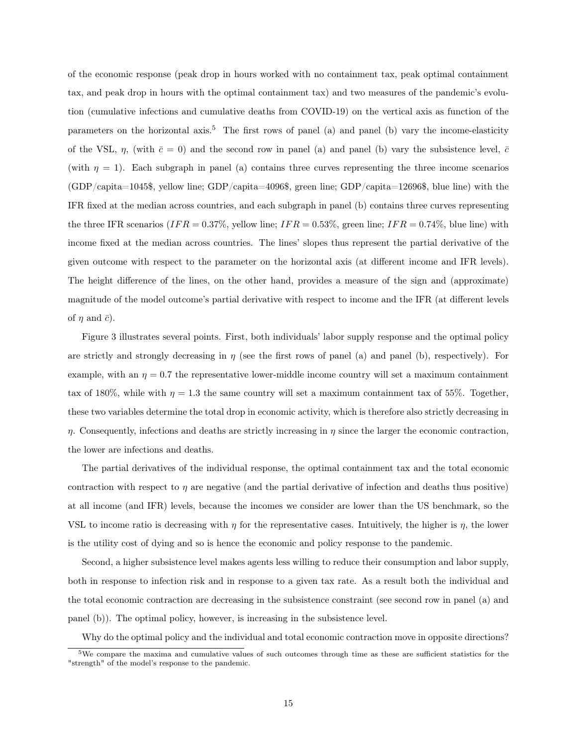of the economic response (peak drop in hours worked with no containment tax, peak optimal containment tax, and peak drop in hours with the optimal containment tax) and two measures of the pandemic's evolution (cumulative infections and cumulative deaths from COVID-19) on the vertical axis as function of the parameters on the horizontal axis.[5] The first rows of panel (a) and panel (b) vary the income-elasticity of the VSL, $\eta$, (with $\bar{c} = 0$) and the second row in panel (a) and panel (b) vary the subsistence level, $\bar{c}$ (with $\eta = 1$). Each subgraph in panel (a) contains three curves representing the three income scenarios (GDP/capita=1045\$, yellow line; GDP/capita=4096\$, green line; GDP/capita=12696\$, blue line) with the IFR fixed at the median across countries, and each subgraph in panel (b) contains three curves representing the three IFR scenarios ($IFR = 0.37\%$, yellow line; $IFR = 0.53\%$, green line; $IFR = 0.74\%$, blue line) with income fixed at the median across countries. The lines' slopes thus represent the partial derivative of the given outcome with respect to the parameter on the horizontal axis (at different income and IFR levels). The height difference of the lines, on the other hand, provides a measure of the sign and (approximate) magnitude of the model outcome's partial derivative with respect to income and the IFR (at different levels of $\eta$ and $\bar{c}$).

Figure 3 illustrates several points. First, both individuals' labor supply response and the optimal policy are strictly and strongly decreasing in $\eta$ (see the first rows of panel (a) and panel (b), respectively). For example, with an $\eta = 0.7$ the representative lower-middle income country will set a maximum containment tax of 180%, while with $\eta = 1.3$ the same country will set a maximum containment tax of 55%. Together, these two variables determine the total drop in economic activity, which is therefore also strictly decreasing in $\eta$. Consequently, infections and deaths are strictly increasing in $\eta$ since the larger the economic contraction, the lower are infections and deaths.

The partial derivatives of the individual response, the optimal containment tax and the total economic contraction with respect to $\eta$ are negative (and the partial derivative of infection and deaths thus positive) at all income (and IFR) levels, because the incomes we consider are lower than the US benchmark, so the VSL to income ratio is decreasing with $\eta$ for the representative cases. Intuitively, the higher is $\eta$, the lower is the utility cost of dying and so is hence the economic and policy response to the pandemic.

Second, a higher subsistence level makes agents less willing to reduce their consumption and labor supply, both in response to infection risk and in response to a given tax rate. As a result both the individual and the total economic contraction are decreasing in the subsistence constraint (see second row in panel (a) and panel (b)). The optimal policy, however, is increasing in the subsistence level.

Why do the optimal policy and the individual and total economic contraction move in opposite directions?

[5] We compare the maxima and cumulative values of such outcomes through time as these are sufficient statistics for the "strength" of the model's response to the pandemic.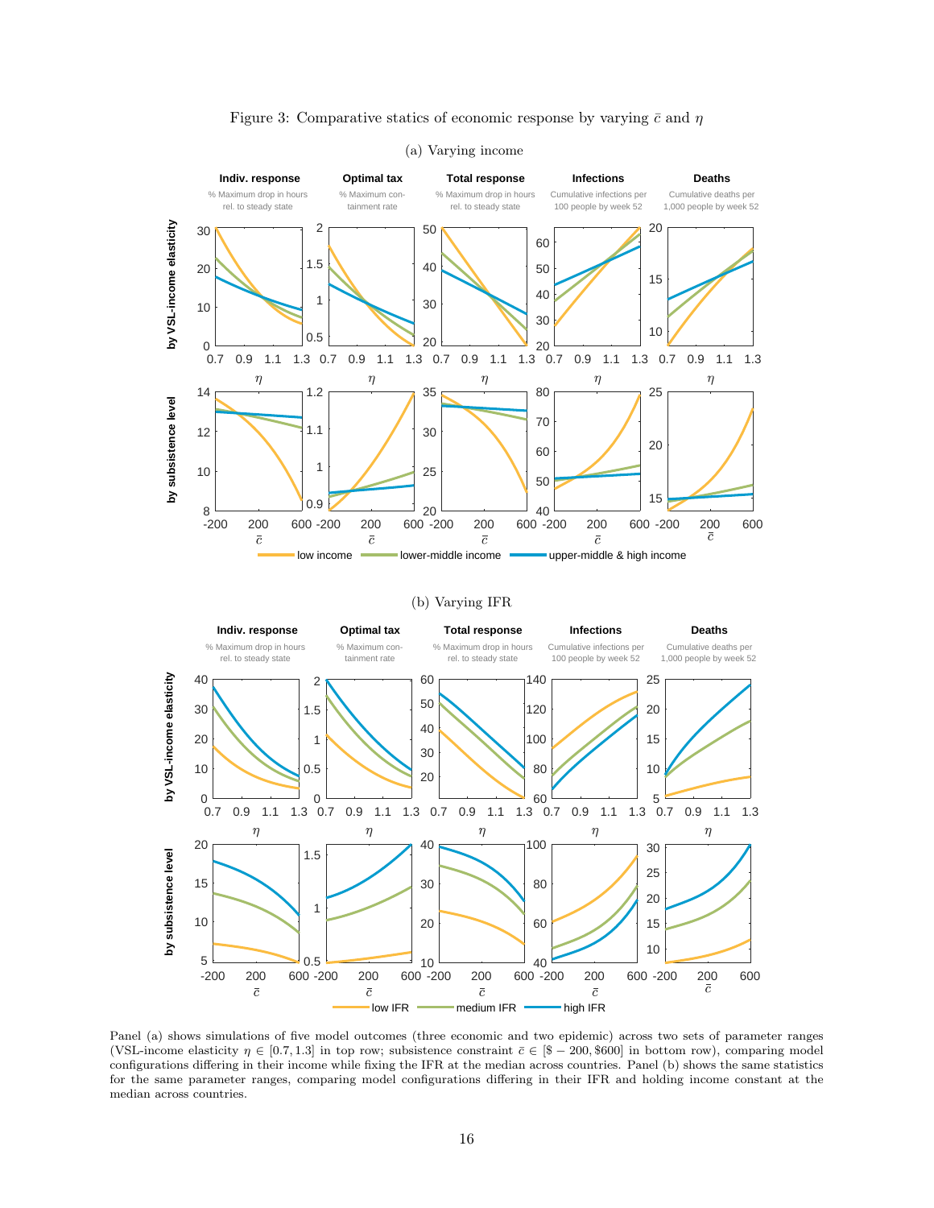Figure 3: Comparative statics of economic response by varying $\bar{c}$ and $\eta$

(a) Varying income

Indiv. response
% Maximum drop in hours rel. to steady state

Optimal tax
% Maximum containment rate

Total response
% Maximum drop in hours rel. to steady state

Infections
Cumulative infections per 100 people by week 52

Deaths
Cumulative deaths per 1,000 people by week 52

by VSL-income elasticity

by subsistence level

$\eta$

$\bar{c}$

low income
lower-middle income
upper-middle & high income

(b) Varying IFR

Indiv. response
% Maximum drop in hours rel. to steady state

Optimal tax
% Maximum containment rate

Total response
% Maximum drop in hours rel. to steady state

Infections
Cumulative infections per 100 people by week 52

Deaths
Cumulative deaths per 1,000 people by week 52

by VSL-income elasticity

by subsistence level

$\eta$

$\bar{c}$

low IFR
medium IFR
high IFR

Panel (a) shows simulations of five model outcomes (three economic and two epidemic) across two sets of parameter ranges (VSL-income elasticity $\eta \in [0.7, 1.3]$ in top row; subsistence constraint $\bar{c} \in [\$ - 200, \$600]$ in bottom row), comparing model configurations differing in their income while fixing the IFR at the median across countries. Panel (b) shows the same statistics for the same parameter ranges, comparing model configurations differing in their IFR and holding income constant at the median across countries.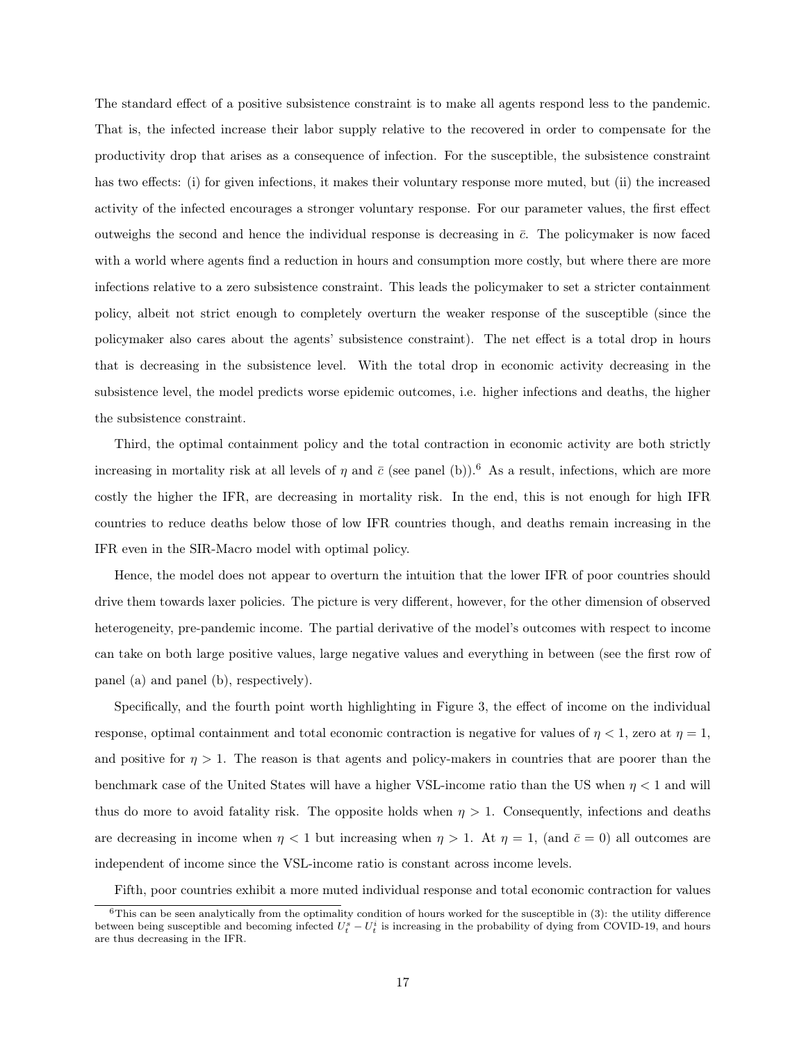The standard effect of a positive subsistence constraint is to make all agents respond less to the pandemic. That is, the infected increase their labor supply relative to the recovered in order to compensate for the productivity drop that arises as a consequence of infection. For the susceptible, the subsistence constraint has two effects: (i) for given infections, it makes their voluntary response more muted, but (ii) the increased activity of the infected encourages a stronger voluntary response. For our parameter values, the first effect outweighs the second and hence the individual response is decreasing in $\bar{c}$. The policymaker is now faced with a world where agents find a reduction in hours and consumption more costly, but where there are more infections relative to a zero subsistence constraint. This leads the policymaker to set a stricter containment policy, albeit not strict enough to completely overturn the weaker response of the susceptible (since the policymaker also cares about the agents' subsistence constraint). The net effect is a total drop in hours that is decreasing in the subsistence level. With the total drop in economic activity decreasing in the subsistence level, the model predicts worse epidemic outcomes, i.e. higher infections and deaths, the higher the subsistence constraint.

Third, the optimal containment policy and the total contraction in economic activity are both strictly increasing in mortality risk at all levels of $\eta$ and $\bar{c}$ (see panel (b)).[6] As a result, infections, which are more costly the higher the IFR, are decreasing in mortality risk. In the end, this is not enough for high IFR countries to reduce deaths below those of low IFR countries though, and deaths remain increasing in the IFR even in the SIR-Macro model with optimal policy.

Hence, the model does not appear to overturn the intuition that the lower IFR of poor countries should drive them towards laxer policies. The picture is very different, however, for the other dimension of observed heterogeneity, pre-pandemic income. The partial derivative of the model's outcomes with respect to income can take on both large positive values, large negative values and everything in between (see the first row of panel (a) and panel (b), respectively).

Specifically, and the fourth point worth highlighting in Figure 3, the effect of income on the individual response, optimal containment and total economic contraction is negative for values of $\eta < 1$, zero at $\eta = 1$, and positive for $\eta > 1$. The reason is that agents and policy-makers in countries that are poorer than the benchmark case of the United States will have a higher VSL-income ratio than the US when $\eta < 1$ and will thus do more to avoid fatality risk. The opposite holds when $\eta > 1$. Consequently, infections and deaths are decreasing in income when $\eta < 1$ but increasing when $\eta > 1$. At $\eta = 1$, (and $\bar{c} = 0$) all outcomes are independent of income since the VSL-income ratio is constant across income levels.

Fifth, poor countries exhibit a more muted individual response and total economic contraction for values

[6] This can be seen analytically from the optimality condition of hours worked for the susceptible in (3): the utility difference between being susceptible and becoming infected $U_t^s - U_t^i$ is increasing in the probability of dying from COVID-19, and hours are thus decreasing in the IFR.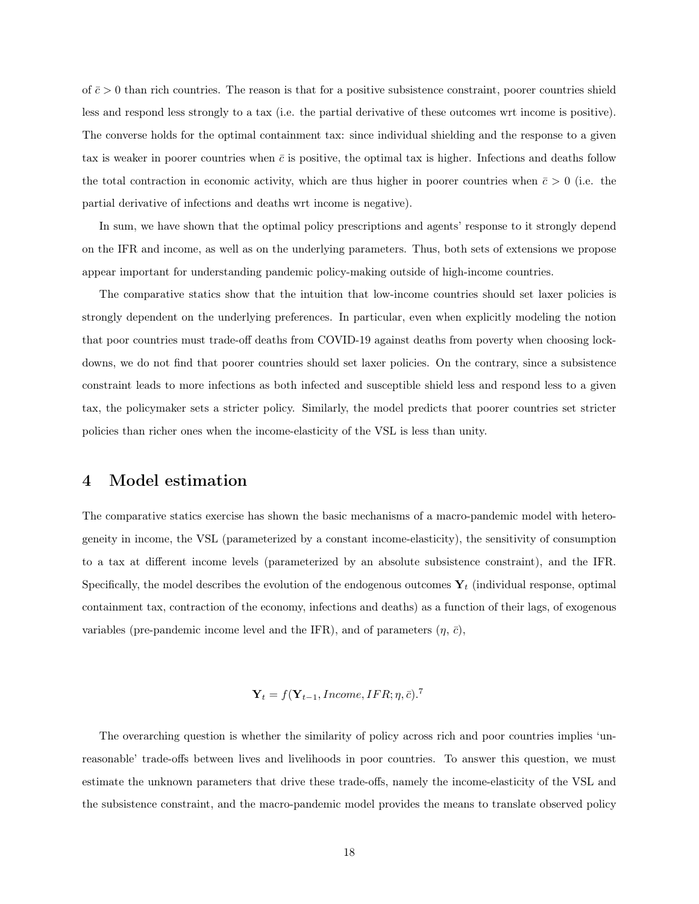of $\bar{c} > 0$ than rich countries. The reason is that for a positive subsistence constraint, poorer countries shield less and respond less strongly to a tax (i.e. the partial derivative of these outcomes wrt income is positive). The converse holds for the optimal containment tax: since individual shielding and the response to a given tax is weaker in poorer countries when $\bar{c}$ is positive, the optimal tax is higher. Infections and deaths follow the total contraction in economic activity, which are thus higher in poorer countries when $\bar{c} > 0$ (i.e. the partial derivative of infections and deaths wrt income is negative).

In sum, we have shown that the optimal policy prescriptions and agents' response to it strongly depend on the IFR and income, as well as on the underlying parameters. Thus, both sets of extensions we propose appear important for understanding pandemic policy-making outside of high-income countries.

The comparative statics show that the intuition that low-income countries should set laxer policies is strongly dependent on the underlying preferences. In particular, even when explicitly modeling the notion that poor countries must trade-off deaths from COVID-19 against deaths from poverty when choosing lockdowns, we do not find that poorer countries should set laxer policies. On the contrary, since a subsistence constraint leads to more infections as both infected and susceptible shield less and respond less to a given tax, the policymaker sets a stricter policy. Similarly, the model predicts that poorer countries set stricter policies than richer ones when the income-elasticity of the VSL is less than unity.

# 4 Model estimation

The comparative statics exercise has shown the basic mechanisms of a macro-pandemic model with heterogeneity in income, the VSL (parameterized by a constant income-elasticity), the sensitivity of consumption to a tax at different income levels (parameterized by an absolute subsistence constraint), and the IFR. Specifically, the model describes the evolution of the endogenous outcomes $\mathbf{Y}_t$ (individual response, optimal containment tax, contraction of the economy, infections and deaths) as a function of their lags, of exogenous variables (pre-pandemic income level and the IFR), and of parameters ($\eta$, $\bar{c}$),

$$\mathbf{Y}_t = f(\mathbf{Y}_{t-1}, Income, IFR; \eta, \bar{c}).$$ [7]

The overarching question is whether the similarity of policy across rich and poor countries implies 'unreasonable' trade-offs between lives and livelihoods in poor countries. To answer this question, we must estimate the unknown parameters that drive these trade-offs, namely the income-elasticity of the VSL and the subsistence constraint, and the macro-pandemic model provides the means to translate observed policy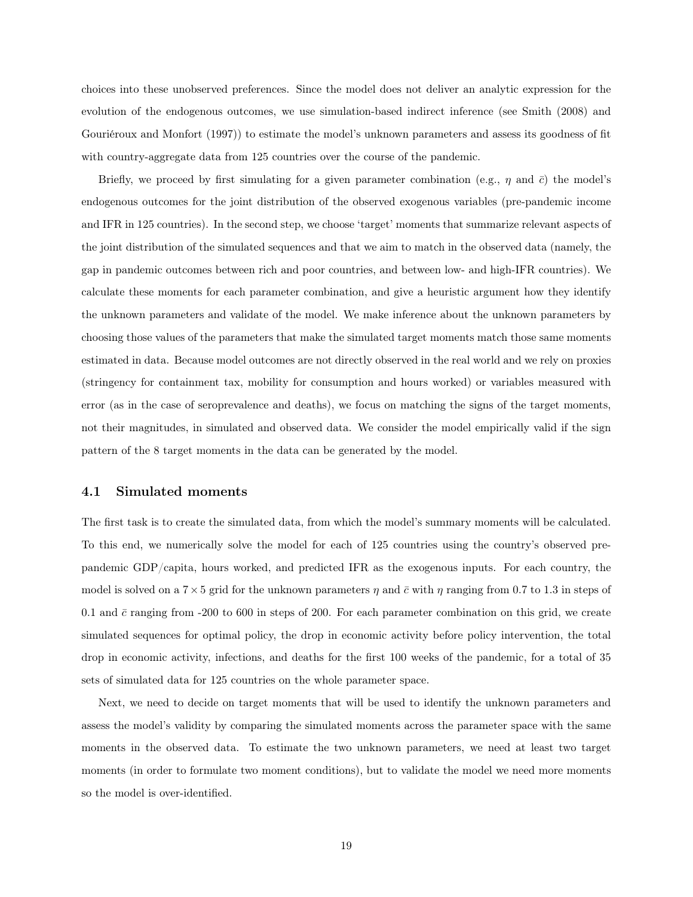choices into these unobserved preferences. Since the model does not deliver an analytic expression for the evolution of the endogenous outcomes, we use simulation-based indirect inference (see Smith (2008) and Gouriéroux and Monfort (1997)) to estimate the model's unknown parameters and assess its goodness of fit with country-aggregate data from 125 countries over the course of the pandemic.

Briefly, we proceed by first simulating for a given parameter combination (e.g., $\eta$ and $\bar{c}$) the model's endogenous outcomes for the joint distribution of the observed exogenous variables (pre-pandemic income and IFR in 125 countries). In the second step, we choose 'target' moments that summarize relevant aspects of the joint distribution of the simulated sequences and that we aim to match in the observed data (namely, the gap in pandemic outcomes between rich and poor countries, and between low- and high-IFR countries). We calculate these moments for each parameter combination, and give a heuristic argument how they identify the unknown parameters and validate of the model. We make inference about the unknown parameters by choosing those values of the parameters that make the simulated target moments match those same moments estimated in data. Because model outcomes are not directly observed in the real world and we rely on proxies (stringency for containment tax, mobility for consumption and hours worked) or variables measured with error (as in the case of seroprevalence and deaths), we focus on matching the signs of the target moments, not their magnitudes, in simulated and observed data. We consider the model empirically valid if the sign pattern of the 8 target moments in the data can be generated by the model.

## 4.1 Simulated moments

The first task is to create the simulated data, from which the model's summary moments will be calculated. To this end, we numerically solve the model for each of 125 countries using the country's observed pre-pandemic GDP/capita, hours worked, and predicted IFR as the exogenous inputs. For each country, the model is solved on a $7 \times 5$ grid for the unknown parameters $\eta$ and $\bar{c}$ with $\eta$ ranging from 0.7 to 1.3 in steps of 0.1 and $\bar{c}$ ranging from -200 to 600 in steps of 200. For each parameter combination on this grid, we create simulated sequences for optimal policy, the drop in economic activity before policy intervention, the total drop in economic activity, infections, and deaths for the first 100 weeks of the pandemic, for a total of 35 sets of simulated data for 125 countries on the whole parameter space.

Next, we need to decide on target moments that will be used to identify the unknown parameters and assess the model's validity by comparing the simulated moments across the parameter space with the same moments in the observed data. To estimate the two unknown parameters, we need at least two target moments (in order to formulate two moment conditions), but to validate the model we need more moments so the model is over-identified.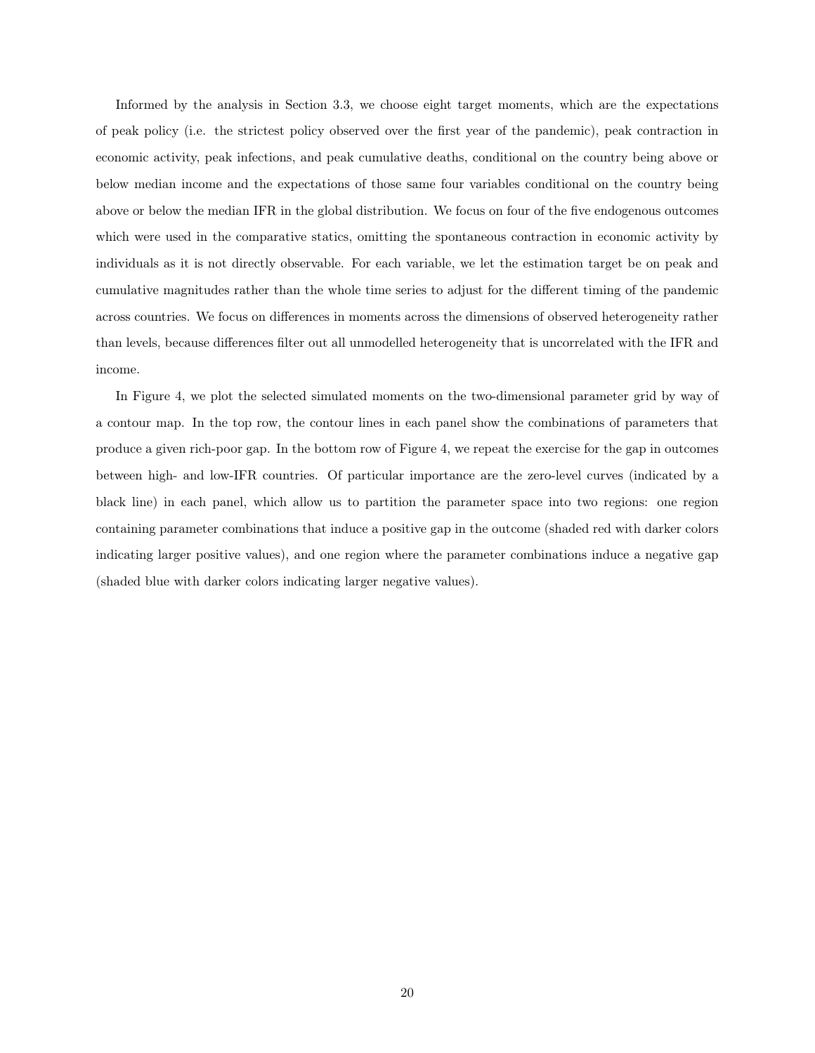Informed by the analysis in Section 3.3, we choose eight target moments, which are the expectations of peak policy (i.e. the strictest policy observed over the first year of the pandemic), peak contraction in economic activity, peak infections, and peak cumulative deaths, conditional on the country being above or below median income and the expectations of those same four variables conditional on the country being above or below the median IFR in the global distribution. We focus on four of the five endogenous outcomes which were used in the comparative statics, omitting the spontaneous contraction in economic activity by individuals as it is not directly observable. For each variable, we let the estimation target be on peak and cumulative magnitudes rather than the whole time series to adjust for the different timing of the pandemic across countries. We focus on differences in moments across the dimensions of observed heterogeneity rather than levels, because differences filter out all unmodelled heterogeneity that is uncorrelated with the IFR and income.

In Figure 4, we plot the selected simulated moments on the two-dimensional parameter grid by way of a contour map. In the top row, the contour lines in each panel show the combinations of parameters that produce a given rich-poor gap. In the bottom row of Figure 4, we repeat the exercise for the gap in outcomes between high- and low-IFR countries. Of particular importance are the zero-level curves (indicated by a black line) in each panel, which allow us to partition the parameter space into two regions: one region containing parameter combinations that induce a positive gap in the outcome (shaded red with darker colors indicating larger positive values), and one region where the parameter combinations induce a negative gap (shaded blue with darker colors indicating larger negative values).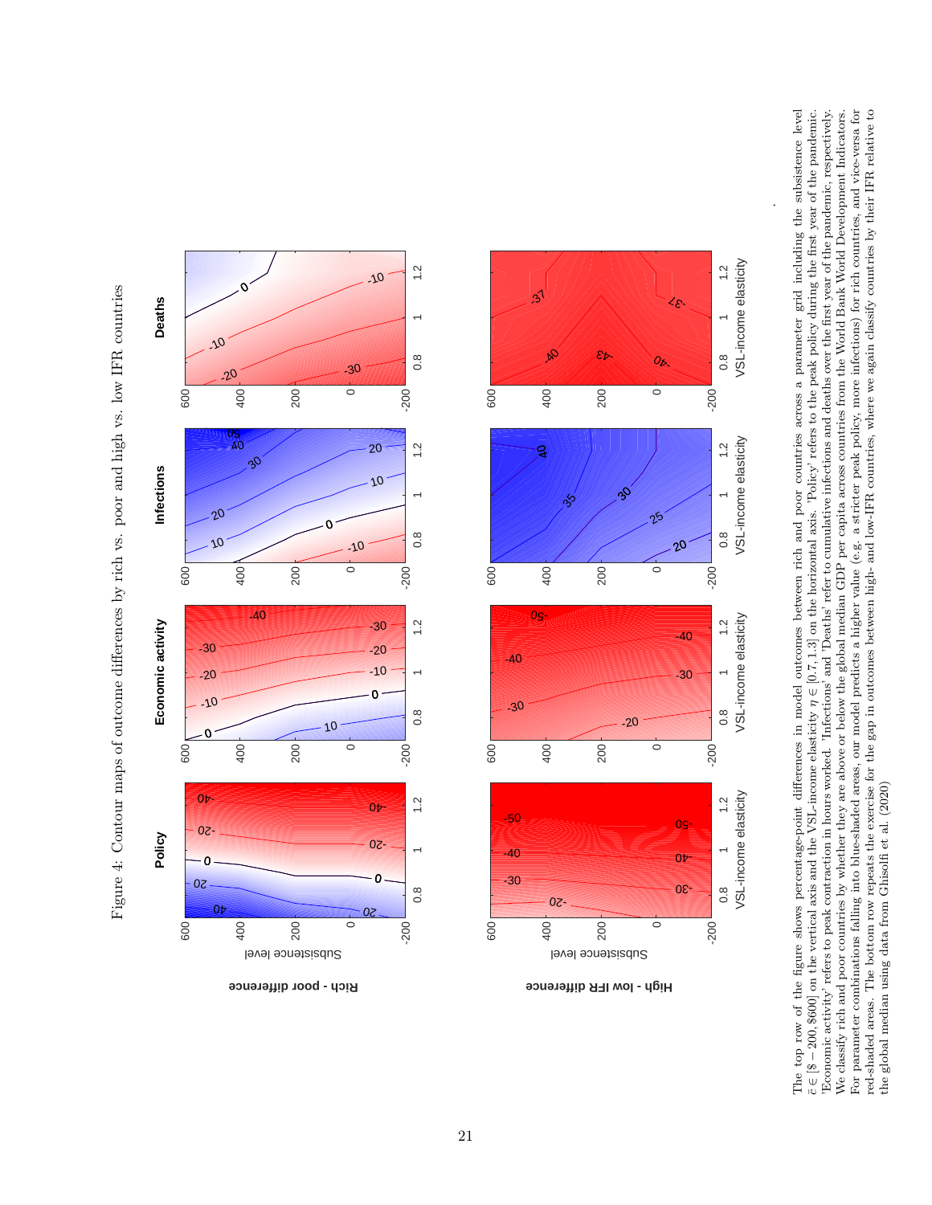Figure 4: Contour maps of outcome differences by rich vs. poor and high vs. low IFR countries

Policy

Economic activity

Infections

Deaths

Rich - poor difference

High - low IFR difference

Subsistence level

VSL-income elasticity

600
400
200
0
-200

0.8
1
1.2

40
20
0
-20
-40

0
-10
-20
-30
-40
10

40
30
20
10
0
-10
50

0
-10
-20
-30

-20
-30
-40
-50

-20
-30
-40
-50

40
35
30
25
20

-37
-40
-43

The top row of the figure shows percentage-point differences in model outcomes between rich and poor countries across a parameter grid including the subsistence level $\bar{c} \in [\$-200, \$600]$ on the vertical axis and the VSL-income elasticity $\eta \in [0.7, 1.3]$ on the horizontal axis. 'Policy' refers to the peak policy during the first year of the pandemic. 'Economic activity' refers to peak contraction in hours worked. 'Infections' and 'Deaths' refer to cumulative infections and deaths over the first year of the pandemic, respectively. We classify rich and poor countries by whether they are above or below the global median GDP per capita across countries from the World Bank World Development Indicators. For parameter combinations falling into blue-shaded areas, our model predicts a higher value (e.g. a stricter peak policy, more infections) for rich countries, and vice-versa for red-shaded areas. The bottom row repeats the exercise for the gap in outcomes between high- and low-IFR countries, where we again classify countries by their IFR relative to the global median using data from Ghisolfi et al. (2020)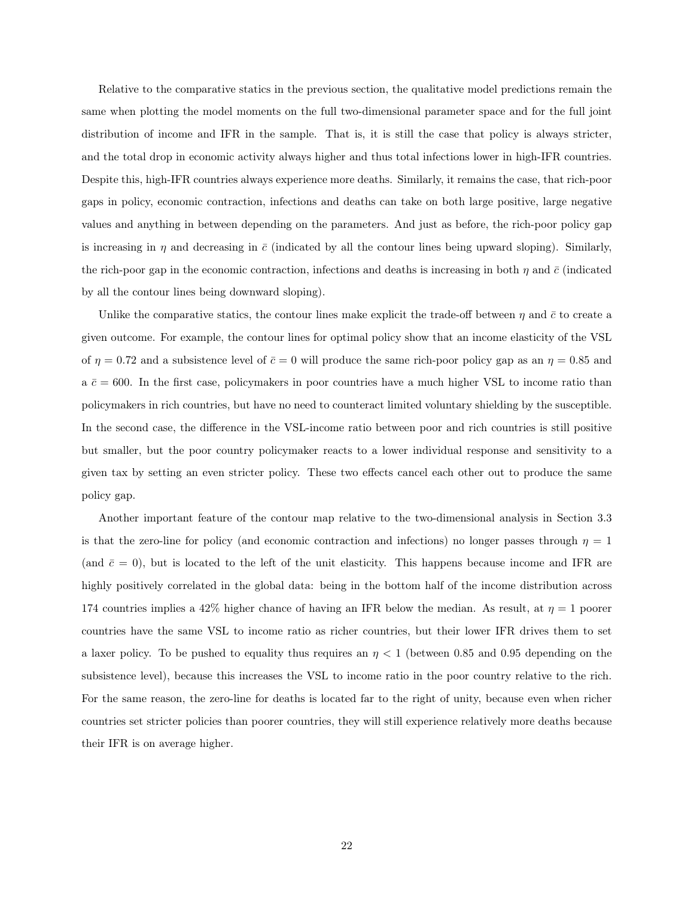Relative to the comparative statics in the previous section, the qualitative model predictions remain the same when plotting the model moments on the full two-dimensional parameter space and for the full joint distribution of income and IFR in the sample. That is, it is still the case that policy is always stricter, and the total drop in economic activity always higher and thus total infections lower in high-IFR countries. Despite this, high-IFR countries always experience more deaths. Similarly, it remains the case, that rich-poor gaps in policy, economic contraction, infections and deaths can take on both large positive, large negative values and anything in between depending on the parameters. And just as before, the rich-poor policy gap is increasing in $\eta$ and decreasing in $\bar{c}$ (indicated by all the contour lines being upward sloping). Similarly, the rich-poor gap in the economic contraction, infections and deaths is increasing in both $\eta$ and $\bar{c}$ (indicated by all the contour lines being downward sloping).

Unlike the comparative statics, the contour lines make explicit the trade-off between $\eta$ and $\bar{c}$ to create a given outcome. For example, the contour lines for optimal policy show that an income elasticity of the VSL of $\eta = 0.72$ and a subsistence level of $\bar{c} = 0$ will produce the same rich-poor policy gap as an $\eta = 0.85$ and a $\bar{c} = 600$. In the first case, policymakers in poor countries have a much higher VSL to income ratio than policymakers in rich countries, but have no need to counteract limited voluntary shielding by the susceptible. In the second case, the difference in the VSL-income ratio between poor and rich countries is still positive but smaller, but the poor country policymaker reacts to a lower individual response and sensitivity to a given tax by setting an even stricter policy. These two effects cancel each other out to produce the same policy gap.

Another important feature of the contour map relative to the two-dimensional analysis in Section 3.3 is that the zero-line for policy (and economic contraction and infections) no longer passes through $\eta = 1$ (and $\bar{c} = 0$), but is located to the left of the unit elasticity. This happens because income and IFR are highly positively correlated in the global data: being in the bottom half of the income distribution across 174 countries implies a 42% higher chance of having an IFR below the median. As result, at $\eta = 1$ poorer countries have the same VSL to income ratio as richer countries, but their lower IFR drives them to set a laxer policy. To be pushed to equality thus requires an $\eta < 1$ (between 0.85 and 0.95 depending on the subsistence level), because this increases the VSL to income ratio in the poor country relative to the rich. For the same reason, the zero-line for deaths is located far to the right of unity, because even when richer countries set stricter policies than poorer countries, they will still experience relatively more deaths because their IFR is on average higher.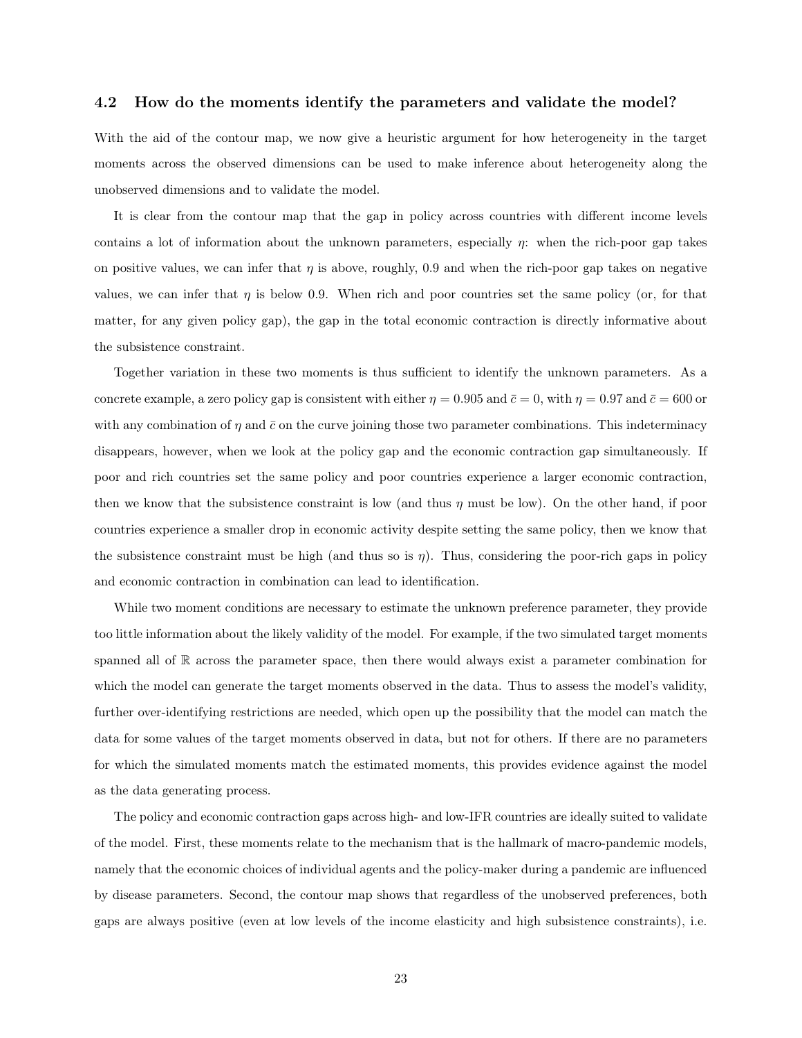### 4.2 How do the moments identify the parameters and validate the model?

With the aid of the contour map, we now give a heuristic argument for how heterogeneity in the target moments across the observed dimensions can be used to make inference about heterogeneity along the unobserved dimensions and to validate the model.

It is clear from the contour map that the gap in policy across countries with different income levels contains a lot of information about the unknown parameters, especially $\eta$: when the rich-poor gap takes on positive values, we can infer that $\eta$ is above, roughly, 0.9 and when the rich-poor gap takes on negative values, we can infer that $\eta$ is below 0.9. When rich and poor countries set the same policy (or, for that matter, for any given policy gap), the gap in the total economic contraction is directly informative about the subsistence constraint.

Together variation in these two moments is thus sufficient to identify the unknown parameters. As a concrete example, a zero policy gap is consistent with either $\eta = 0.905$ and $\bar{c} = 0$, with $\eta = 0.97$ and $\bar{c} = 600$ or with any combination of $\eta$ and $\bar{c}$ on the curve joining those two parameter combinations. This indeterminacy disappears, however, when we look at the policy gap and the economic contraction gap simultaneously. If poor and rich countries set the same policy and poor countries experience a larger economic contraction, then we know that the subsistence constraint is low (and thus $\eta$ must be low). On the other hand, if poor countries experience a smaller drop in economic activity despite setting the same policy, then we know that the subsistence constraint must be high (and thus so is $\eta$). Thus, considering the poor-rich gaps in policy and economic contraction in combination can lead to identification.

While two moment conditions are necessary to estimate the unknown preference parameter, they provide too little information about the likely validity of the model. For example, if the two simulated target moments spanned all of $\mathbb{R}$ across the parameter space, then there would always exist a parameter combination for which the model can generate the target moments observed in the data. Thus to assess the model's validity, further over-identifying restrictions are needed, which open up the possibility that the model can match the data for some values of the target moments observed in data, but not for others. If there are no parameters for which the simulated moments match the estimated moments, this provides evidence against the model as the data generating process.

The policy and economic contraction gaps across high- and low-IFR countries are ideally suited to validate of the model. First, these moments relate to the mechanism that is the hallmark of macro-pandemic models, namely that the economic choices of individual agents and the policy-maker during a pandemic are influenced by disease parameters. Second, the contour map shows that regardless of the unobserved preferences, both gaps are always positive (even at low levels of the income elasticity and high subsistence constraints), i.e.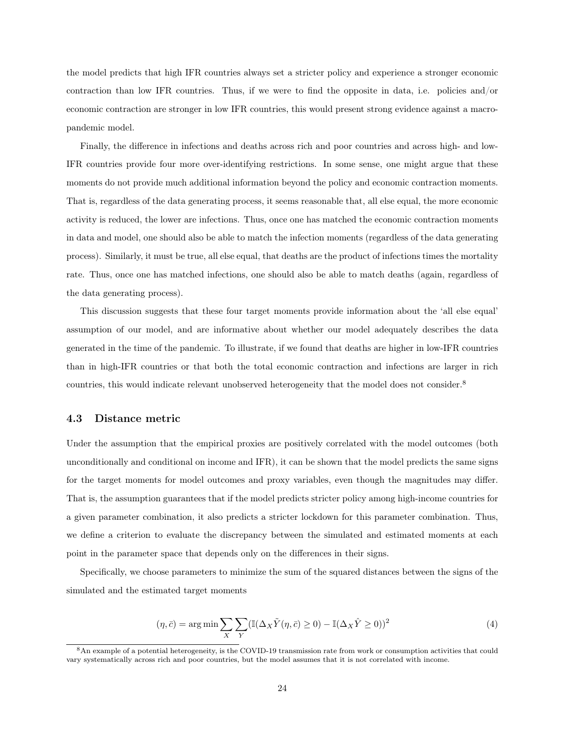the model predicts that high IFR countries always set a stricter policy and experience a stronger economic contraction than low IFR countries. Thus, if we were to find the opposite in data, i.e. policies and/or economic contraction are stronger in low IFR countries, this would present strong evidence against a macro-pandemic model.

Finally, the difference in infections and deaths across rich and poor countries and across high- and low-IFR countries provide four more over-identifying restrictions. In some sense, one might argue that these moments do not provide much additional information beyond the policy and economic contraction moments. That is, regardless of the data generating process, it seems reasonable that, all else equal, the more economic activity is reduced, the lower are infections. Thus, once one has matched the economic contraction moments in data and model, one should also be able to match the infection moments (regardless of the data generating process). Similarly, it must be true, all else equal, that deaths are the product of infections times the mortality rate. Thus, once one has matched infections, one should also be able to match deaths (again, regardless of the data generating process).

This discussion suggests that these four target moments provide information about the 'all else equal' assumption of our model, and are informative about whether our model adequately describes the data generated in the time of the pandemic. To illustrate, if we found that deaths are higher in low-IFR countries than in high-IFR countries or that both the total economic contraction and infections are larger in rich countries, this would indicate relevant unobserved heterogeneity that the model does not consider.[8]

### 4.3 Distance metric

Under the assumption that the empirical proxies are positively correlated with the model outcomes (both unconditionally and conditional on income and IFR), it can be shown that the model predicts the same signs for the target moments for model outcomes and proxy variables, even though the magnitudes may differ. That is, the assumption guarantees that if the model predicts stricter policy among high-income countries for a given parameter combination, it also predicts a stricter lockdown for this parameter combination. Thus, we define a criterion to evaluate the discrepancy between the simulated and estimated moments at each point in the parameter space that depends only on the differences in their signs.

Specifically, we choose parameters to minimize the sum of the squared distances between the signs of the simulated and the estimated target moments

$$(\eta, \bar{c}) = \arg\min \sum_{X} \sum_{Y} (\mathbb{I}(\Delta_X \tilde{Y}(\eta, \bar{c}) \geq 0) - \mathbb{I}(\Delta_X \hat{Y} \geq 0))^2 \tag{4}$$

[8] An example of a potential heterogeneity, is the COVID-19 transmission rate from work or consumption activities that could vary systematically across rich and poor countries, but the model assumes that it is not correlated with income.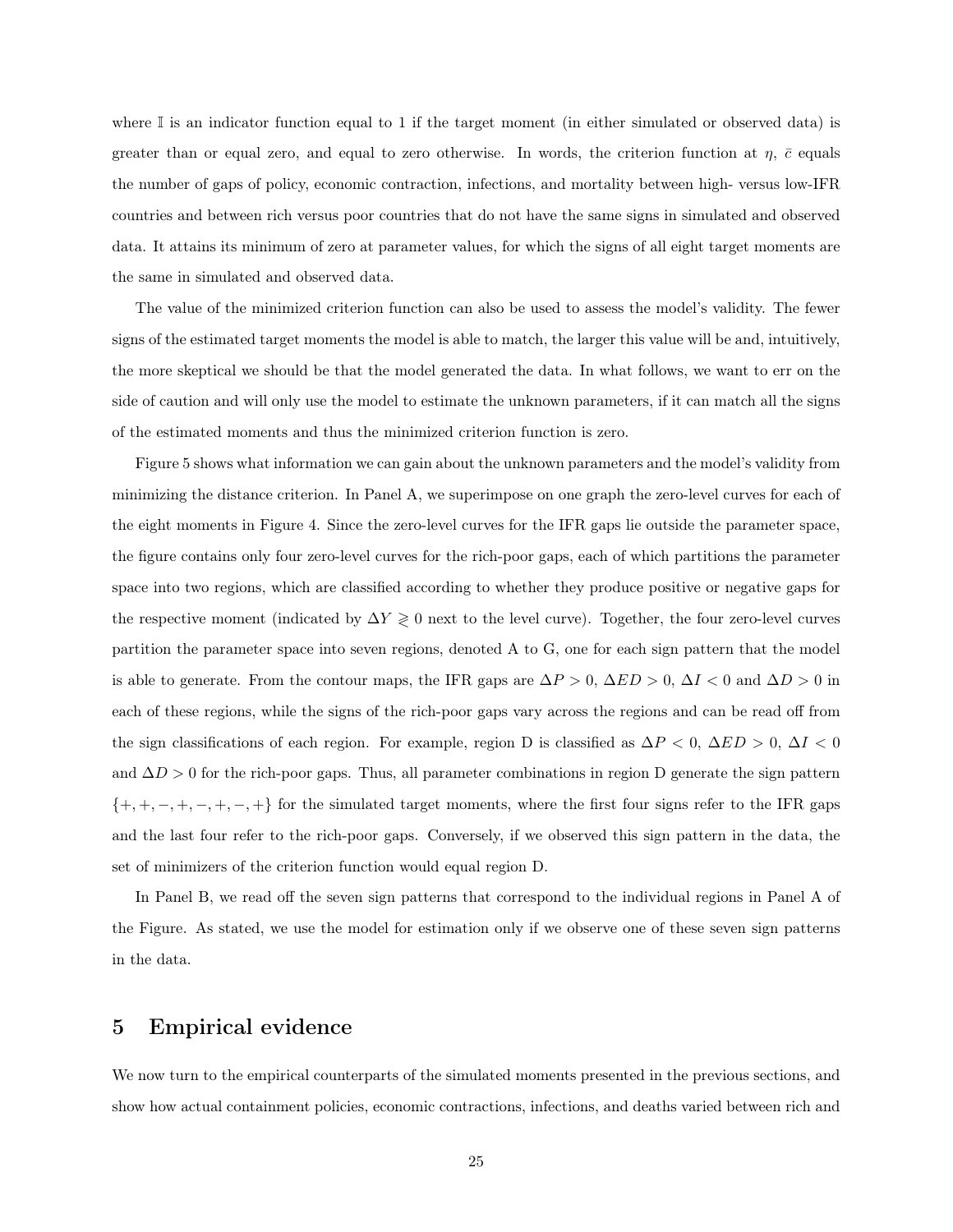where $\mathbb{I}$ is an indicator function equal to 1 if the target moment (in either simulated or observed data) is greater than or equal zero, and equal to zero otherwise. In words, the criterion function at $\eta$, $\bar{c}$ equals the number of gaps of policy, economic contraction, infections, and mortality between high- versus low-IFR countries and between rich versus poor countries that do not have the same signs in simulated and observed data. It attains its minimum of zero at parameter values, for which the signs of all eight target moments are the same in simulated and observed data.

The value of the minimized criterion function can also be used to assess the model's validity. The fewer signs of the estimated target moments the model is able to match, the larger this value will be and, intuitively, the more skeptical we should be that the model generated the data. In what follows, we want to err on the side of caution and will only use the model to estimate the unknown parameters, if it can match all the signs of the estimated moments and thus the minimized criterion function is zero.

Figure 5 shows what information we can gain about the unknown parameters and the model's validity from minimizing the distance criterion. In Panel A, we superimpose on one graph the zero-level curves for each of the eight moments in Figure 4. Since the zero-level curves for the IFR gaps lie outside the parameter space, the figure contains only four zero-level curves for the rich-poor gaps, each of which partitions the parameter space into two regions, which are classified according to whether they produce positive or negative gaps for the respective moment (indicated by $\Delta Y \gtrless 0$ next to the level curve). Together, the four zero-level curves partition the parameter space into seven regions, denoted A to G, one for each sign pattern that the model is able to generate. From the contour maps, the IFR gaps are $\Delta P > 0$, $\Delta ED > 0$, $\Delta I < 0$ and $\Delta D > 0$ in each of these regions, while the signs of the rich-poor gaps vary across the regions and can be read off from the sign classifications of each region. For example, region D is classified as $\Delta P < 0$, $\Delta ED > 0$, $\Delta I < 0$ and $\Delta D > 0$ for the rich-poor gaps. Thus, all parameter combinations in region D generate the sign pattern $\{+, +, -, +, -, +, -, +\}$ for the simulated target moments, where the first four signs refer to the IFR gaps and the last four refer to the rich-poor gaps. Conversely, if we observed this sign pattern in the data, the set of minimizers of the criterion function would equal region D.

In Panel B, we read off the seven sign patterns that correspond to the individual regions in Panel A of the Figure. As stated, we use the model for estimation only if we observe one of these seven sign patterns in the data.

## 5 Empirical evidence

We now turn to the empirical counterparts of the simulated moments presented in the previous sections, and show how actual containment policies, economic contractions, infections, and deaths varied between rich and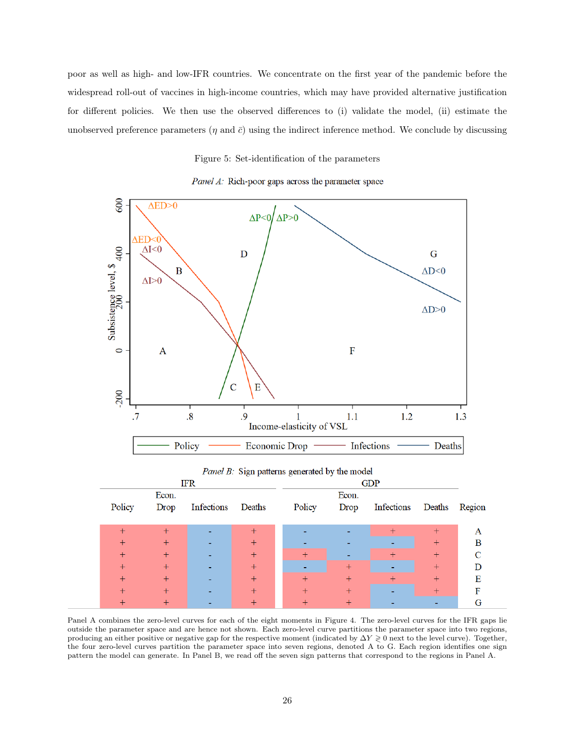poor as well as high- and low-IFR countries. We concentrate on the first year of the pandemic before the widespread roll-out of vaccines in high-income countries, which may have provided alternative justification for different policies. We then use the observed differences to (i) validate the model, (ii) estimate the unobserved preference parameters ($\eta$ and $\bar{c}$) using the indirect inference method. We conclude by discussing

Figure 5: Set-identification of the parameters

*Panel A:* Rich-poor gaps across the parameter space

*Panel B:* Sign patterns generated by the model

| IFR | | | | GDP | | | | |
|---|---|---|---|---|---|---|---|---|
| Policy | Econ. Drop | Infections | Deaths | Policy | Econ. Drop | Infections | Deaths | Region |
| + | + | - | + | - | - | + | + | A |
| + | + | - | + | - | - | - | + | B |
| + | + | - | + | + | - | + | + | C |
| + | + | - | + | - | + | - | + | D |
| + | + | - | + | + | + | + | + | E |
| + | + | - | + | + | + | - | + | F |
| + | + | - | + | + | + | - | - | G |

Panel A combines the zero-level curves for each of the eight moments in Figure 4. The zero-level curves for the IFR gaps lie outside the parameter space and are hence not shown. Each zero-level curve partitions the parameter space into two regions, producing an either positive or negative gap for the respective moment (indicated by $\Delta Y \gtrless 0$ next to the level curve). Together, the four zero-level curves partition the parameter space into seven regions, denoted A to G. Each region identifies one sign pattern the model can generate. In Panel B, we read off the seven sign patterns that correspond to the regions in Panel A.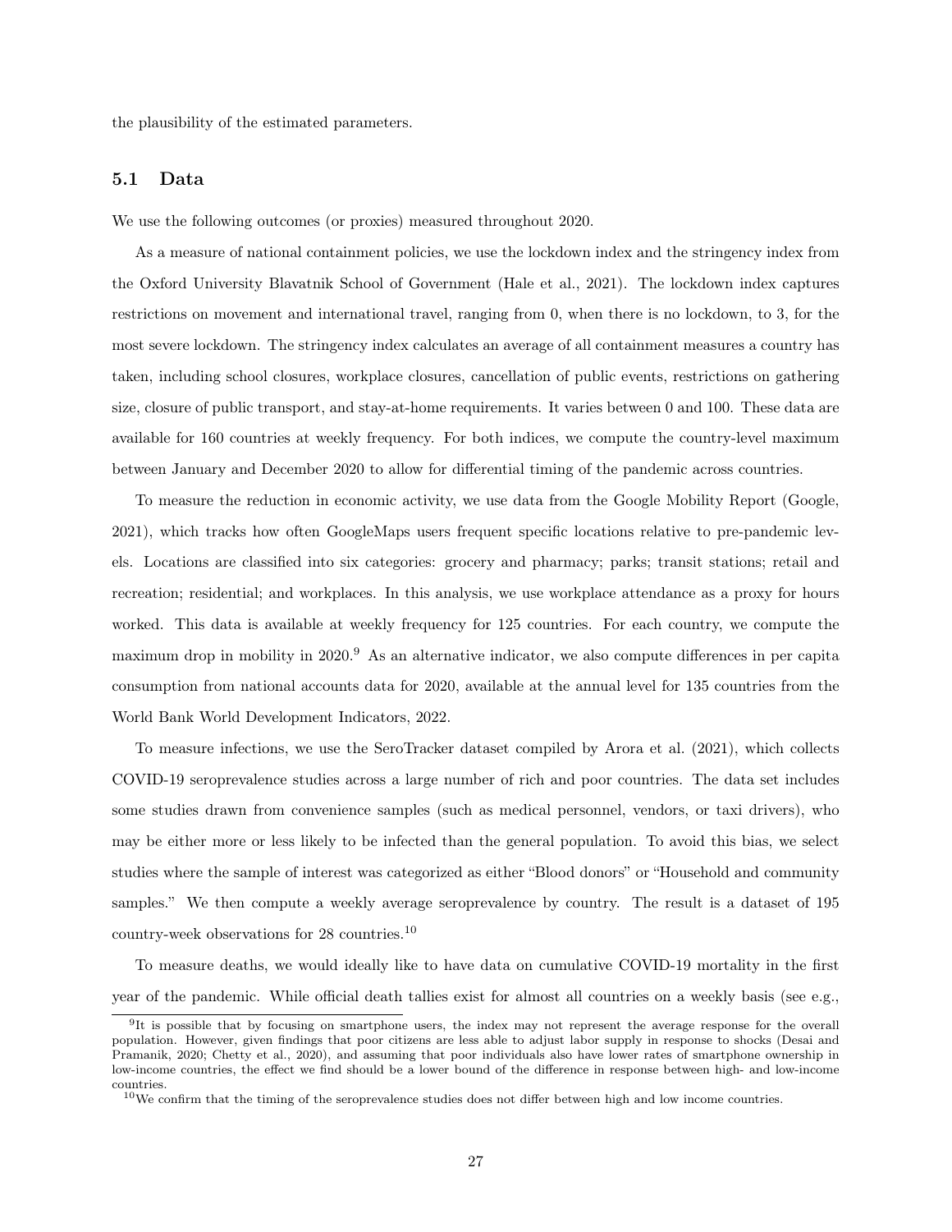the plausibility of the estimated parameters.

### 5.1 Data

We use the following outcomes (or proxies) measured throughout 2020.

As a measure of national containment policies, we use the lockdown index and the stringency index from the Oxford University Blavatnik School of Government (Hale et al., 2021). The lockdown index captures restrictions on movement and international travel, ranging from 0, when there is no lockdown, to 3, for the most severe lockdown. The stringency index calculates an average of all containment measures a country has taken, including school closures, workplace closures, cancellation of public events, restrictions on gathering size, closure of public transport, and stay-at-home requirements. It varies between 0 and 100. These data are available for 160 countries at weekly frequency. For both indices, we compute the country-level maximum between January and December 2020 to allow for differential timing of the pandemic across countries.

To measure the reduction in economic activity, we use data from the Google Mobility Report (Google, 2021), which tracks how often GoogleMaps users frequent specific locations relative to pre-pandemic levels. Locations are classified into six categories: grocery and pharmacy; parks; transit stations; retail and recreation; residential; and workplaces. In this analysis, we use workplace attendance as a proxy for hours worked. This data is available at weekly frequency for 125 countries. For each country, we compute the maximum drop in mobility in 2020.[9] As an alternative indicator, we also compute differences in per capita consumption from national accounts data for 2020, available at the annual level for 135 countries from the World Bank World Development Indicators, 2022.

To measure infections, we use the SeroTracker dataset compiled by Arora et al. (2021), which collects COVID-19 seroprevalence studies across a large number of rich and poor countries. The data set includes some studies drawn from convenience samples (such as medical personnel, vendors, or taxi drivers), who may be either more or less likely to be infected than the general population. To avoid this bias, we select studies where the sample of interest was categorized as either "Blood donors" or "Household and community samples." We then compute a weekly average seroprevalence by country. The result is a dataset of 195 country-week observations for 28 countries.[10]

To measure deaths, we would ideally like to have data on cumulative COVID-19 mortality in the first year of the pandemic. While official death tallies exist for almost all countries on a weekly basis (see e.g.,

[9] It is possible that by focusing on smartphone users, the index may not represent the average response for the overall population. However, given findings that poor citizens are less able to adjust labor supply in response to shocks (Desai and Pramanik, 2020; Chetty et al., 2020), and assuming that poor individuals also have lower rates of smartphone ownership in low-income countries, the effect we find should be a lower bound of the difference in response between high- and low-income countries.

[10] We confirm that the timing of the seroprevalence studies does not differ between high and low income countries.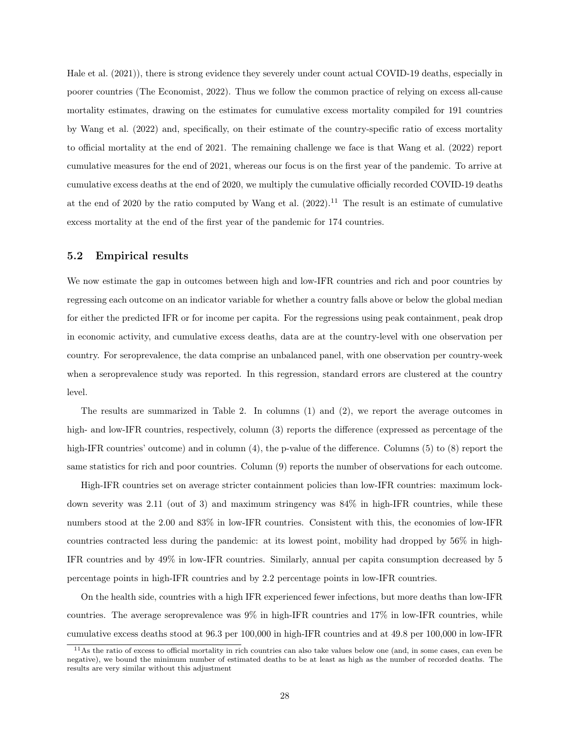Hale et al. (2021)), there is strong evidence they severely under count actual COVID-19 deaths, especially in poorer countries (The Economist, 2022). Thus we follow the common practice of relying on excess all-cause mortality estimates, drawing on the estimates for cumulative excess mortality compiled for 191 countries by Wang et al. (2022) and, specifically, on their estimate of the country-specific ratio of excess mortality to official mortality at the end of 2021. The remaining challenge we face is that Wang et al. (2022) report cumulative measures for the end of 2021, whereas our focus is on the first year of the pandemic. To arrive at cumulative excess deaths at the end of 2020, we multiply the cumulative officially recorded COVID-19 deaths at the end of 2020 by the ratio computed by Wang et al. (2022).[11] The result is an estimate of cumulative excess mortality at the end of the first year of the pandemic for 174 countries.

### 5.2 Empirical results

We now estimate the gap in outcomes between high and low-IFR countries and rich and poor countries by regressing each outcome on an indicator variable for whether a country falls above or below the global median for either the predicted IFR or for income per capita. For the regressions using peak containment, peak drop in economic activity, and cumulative excess deaths, data are at the country-level with one observation per country. For seroprevalence, the data comprise an unbalanced panel, with one observation per country-week when a seroprevalence study was reported. In this regression, standard errors are clustered at the country level.

The results are summarized in Table 2. In columns (1) and (2), we report the average outcomes in high- and low-IFR countries, respectively, column (3) reports the difference (expressed as percentage of the high-IFR countries' outcome) and in column (4), the p-value of the difference. Columns (5) to (8) report the same statistics for rich and poor countries. Column (9) reports the number of observations for each outcome.

High-IFR countries set on average stricter containment policies than low-IFR countries: maximum lockdown severity was 2.11 (out of 3) and maximum stringency was 84% in high-IFR countries, while these numbers stood at the 2.00 and 83% in low-IFR countries. Consistent with this, the economies of low-IFR countries contracted less during the pandemic: at its lowest point, mobility had dropped by 56% in high-IFR countries and by 49% in low-IFR countries. Similarly, annual per capita consumption decreased by 5 percentage points in high-IFR countries and by 2.2 percentage points in low-IFR countries.

On the health side, countries with a high IFR experienced fewer infections, but more deaths than low-IFR countries. The average seroprevalence was 9% in high-IFR countries and 17% in low-IFR countries, while cumulative excess deaths stood at 96.3 per 100,000 in high-IFR countries and at 49.8 per 100,000 in low-IFR

[11] As the ratio of excess to official mortality in rich countries can also take values below one (and, in some cases, can even be negative), we bound the minimum number of estimated deaths to be at least as high as the number of recorded deaths. The results are very similar without this adjustment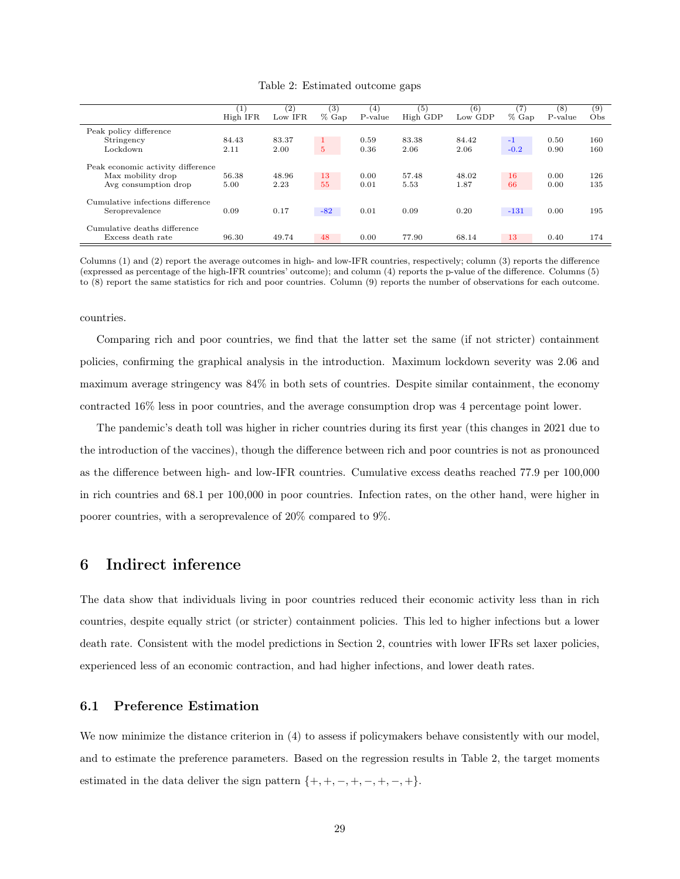Table 2: Estimated outcome gaps

| | (1) High IFR | (2) Low IFR | (3) % Gap | (4) P-value | (5) High GDP | (6) Low GDP | (7) % Gap | (8) P-value | (9) Obs |
|---|---|---|---|---|---|---|---|---|---|
| Peak policy difference | | | | | | | | | |
| Stringency | 84.43 | 83.37 | 1 | 0.59 | 83.38 | 84.42 | -1 | 0.50 | 160 |
| Lockdown | 2.11 | 2.00 | 5 | 0.36 | 2.06 | 2.06 | -0.2 | 0.90 | 160 |
| Peak economic activity difference | | | | | | | | | |
| Max mobility drop | 56.38 | 48.96 | 13 | 0.00 | 57.48 | 48.02 | 16 | 0.00 | 126 |
| Avg consumption drop | 5.00 | 2.23 | 55 | 0.01 | 5.53 | 1.87 | 66 | 0.00 | 135 |
| Cumulative infections difference | | | | | | | | | |
| Seroprevalence | 0.09 | 0.17 | -82 | 0.01 | 0.09 | 0.20 | -131 | 0.00 | 195 |
| Cumulative deaths difference | | | | | | | | | |
| Excess death rate | 96.30 | 49.74 | 48 | 0.00 | 77.90 | 68.14 | 13 | 0.40 | 174 |

Columns (1) and (2) report the average outcomes in high- and low-IFR countries, respectively; column (3) reports the difference (expressed as percentage of the high-IFR countries' outcome); and column (4) reports the p-value of the difference. Columns (5) to (8) report the same statistics for rich and poor countries. Column (9) reports the number of observations for each outcome.

countries.

Comparing rich and poor countries, we find that the latter set the same (if not stricter) containment policies, confirming the graphical analysis in the introduction. Maximum lockdown severity was 2.06 and maximum average stringency was 84% in both sets of countries. Despite similar containment, the economy contracted 16% less in poor countries, and the average consumption drop was 4 percentage point lower.

The pandemic's death toll was higher in richer countries during its first year (this changes in 2021 due to the introduction of the vaccines), though the difference between rich and poor countries is not as pronounced as the difference between high- and low-IFR countries. Cumulative excess deaths reached 77.9 per 100,000 in rich countries and 68.1 per 100,000 in poor countries. Infection rates, on the other hand, were higher in poorer countries, with a seroprevalence of 20% compared to 9%.

# 6 Indirect inference

The data show that individuals living in poor countries reduced their economic activity less than in rich countries, despite equally strict (or stricter) containment policies. This led to higher infections but a lower death rate. Consistent with the model predictions in Section 2, countries with lower IFRs set laxer policies, experienced less of an economic contraction, and had higher infections, and lower death rates.

## 6.1 Preference Estimation

We now minimize the distance criterion in (4) to assess if policymakers behave consistently with our model, and to estimate the preference parameters. Based on the regression results in Table 2, the target moments estimated in the data deliver the sign pattern $\{+, +, -, +, -, +, -, +\}$.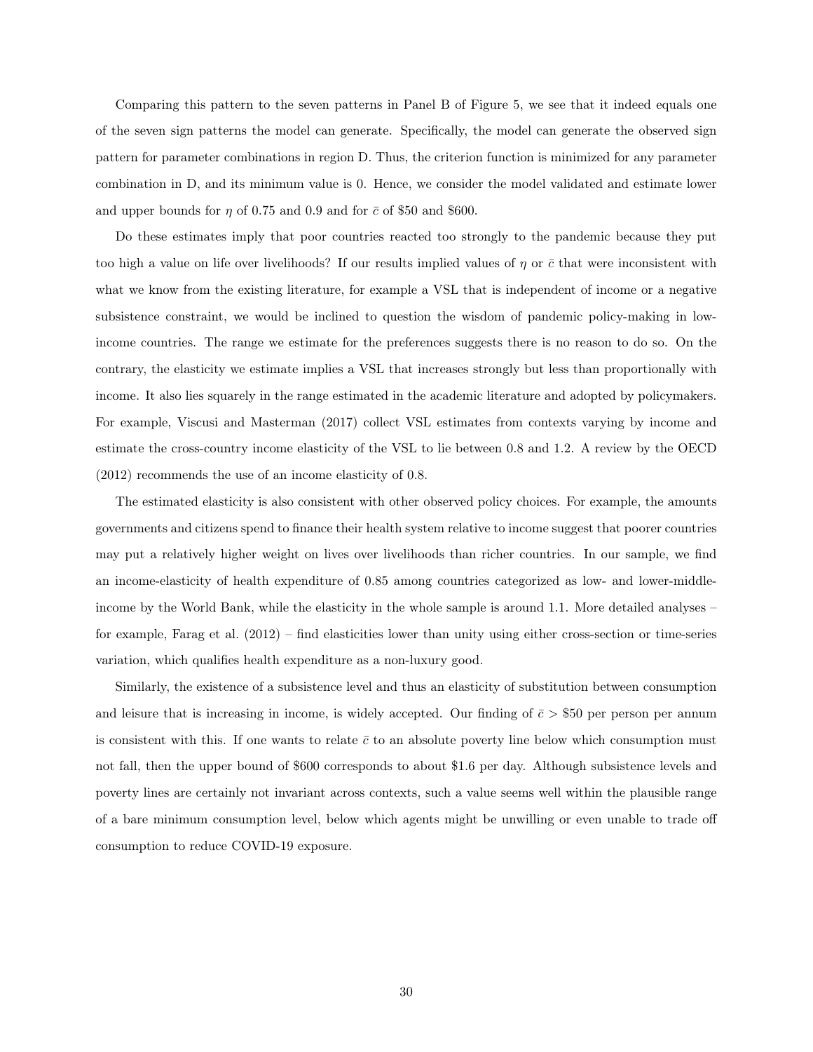Comparing this pattern to the seven patterns in Panel B of Figure 5, we see that it indeed equals one of the seven sign patterns the model can generate. Specifically, the model can generate the observed sign pattern for parameter combinations in region D. Thus, the criterion function is minimized for any parameter combination in D, and its minimum value is 0. Hence, we consider the model validated and estimate lower and upper bounds for $\eta$ of 0.75 and 0.9 and for $\bar{c}$ of \$50 and \$600.

Do these estimates imply that poor countries reacted too strongly to the pandemic because they put too high a value on life over livelihoods? If our results implied values of $\eta$ or $\bar{c}$ that were inconsistent with what we know from the existing literature, for example a VSL that is independent of income or a negative subsistence constraint, we would be inclined to question the wisdom of pandemic policy-making in low-income countries. The range we estimate for the preferences suggests there is no reason to do so. On the contrary, the elasticity we estimate implies a VSL that increases strongly but less than proportionally with income. It also lies squarely in the range estimated in the academic literature and adopted by policymakers. For example, Viscusi and Masterman (2017) collect VSL estimates from contexts varying by income and estimate the cross-country income elasticity of the VSL to lie between 0.8 and 1.2. A review by the OECD (2012) recommends the use of an income elasticity of 0.8.

The estimated elasticity is also consistent with other observed policy choices. For example, the amounts governments and citizens spend to finance their health system relative to income suggest that poorer countries may put a relatively higher weight on lives over livelihoods than richer countries. In our sample, we find an income-elasticity of health expenditure of 0.85 among countries categorized as low- and lower-middle-income by the World Bank, while the elasticity in the whole sample is around 1.1. More detailed analyses – for example, Farag et al. (2012) – find elasticities lower than unity using either cross-section or time-series variation, which qualifies health expenditure as a non-luxury good.

Similarly, the existence of a subsistence level and thus an elasticity of substitution between consumption and leisure that is increasing in income, is widely accepted. Our finding of $\bar{c} >$ \$50 per person per annum is consistent with this. If one wants to relate $\bar{c}$ to an absolute poverty line below which consumption must not fall, then the upper bound of \$600 corresponds to about \$1.6 per day. Although subsistence levels and poverty lines are certainly not invariant across contexts, such a value seems well within the plausible range of a bare minimum consumption level, below which agents might be unwilling or even unable to trade off consumption to reduce COVID-19 exposure.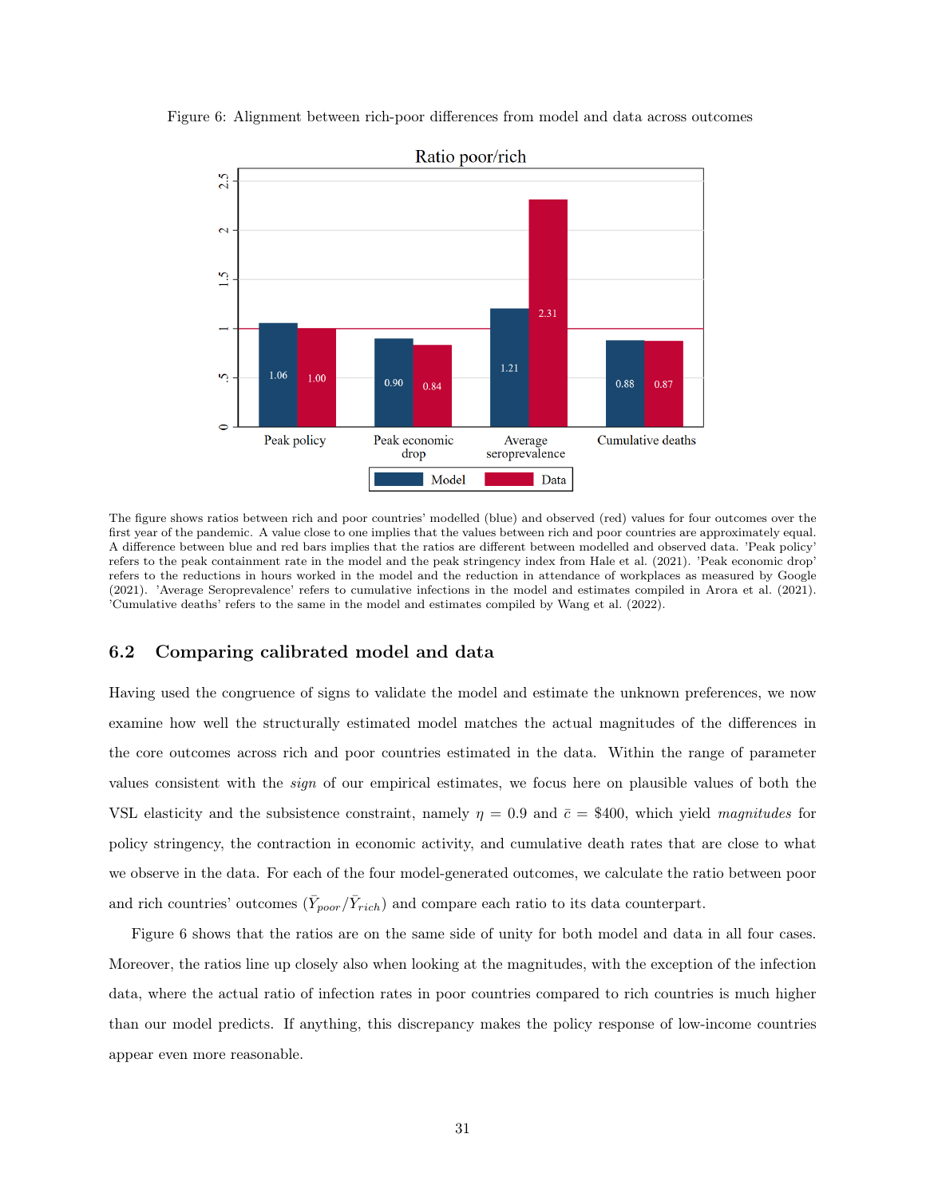Figure 6: Alignment between rich-poor differences from model and data across outcomes

Ratio poor/rich

0
.5
1
1.5
2
2.5

1.06
1.00
0.90
0.84
1.21
2.31
0.88
0.87

Peak policy
Peak economic drop
Average seroprevalence
Cumulative deaths

Model
Data

The figure shows ratios between rich and poor countries' modelled (blue) and observed (red) values for four outcomes over the first year of the pandemic. A value close to one implies that the values between rich and poor countries are approximately equal. A difference between blue and red bars implies that the ratios are different between modelled and observed data. 'Peak policy' refers to the peak containment rate in the model and the peak stringency index from Hale et al. (2021). 'Peak economic drop' refers to the reductions in hours worked in the model and the reduction in attendance of workplaces as measured by Google (2021). 'Average Seroprevalence' refers to cumulative infections in the model and estimates compiled in Arora et al. (2021). 'Cumulative deaths' refers to the same in the model and estimates compiled by Wang et al. (2022).

## 6.2 Comparing calibrated model and data

Having used the congruence of signs to validate the model and estimate the unknown preferences, we now examine how well the structurally estimated model matches the actual magnitudes of the differences in the core outcomes across rich and poor countries estimated in the data. Within the range of parameter values consistent with the *sign* of our empirical estimates, we focus here on plausible values of both the VSL elasticity and the subsistence constraint, namely $\eta = 0.9$ and $\bar{c} = \$400$, which yield *magnitudes* for policy stringency, the contraction in economic activity, and cumulative death rates that are close to what we observe in the data. For each of the four model-generated outcomes, we calculate the ratio between poor and rich countries' outcomes ($\bar{Y}_{poor}/\bar{Y}_{rich}$) and compare each ratio to its data counterpart.

Figure 6 shows that the ratios are on the same side of unity for both model and data in all four cases. Moreover, the ratios line up closely also when looking at the magnitudes, with the exception of the infection data, where the actual ratio of infection rates in poor countries compared to rich countries is much higher than our model predicts. If anything, this discrepancy makes the policy response of low-income countries appear even more reasonable.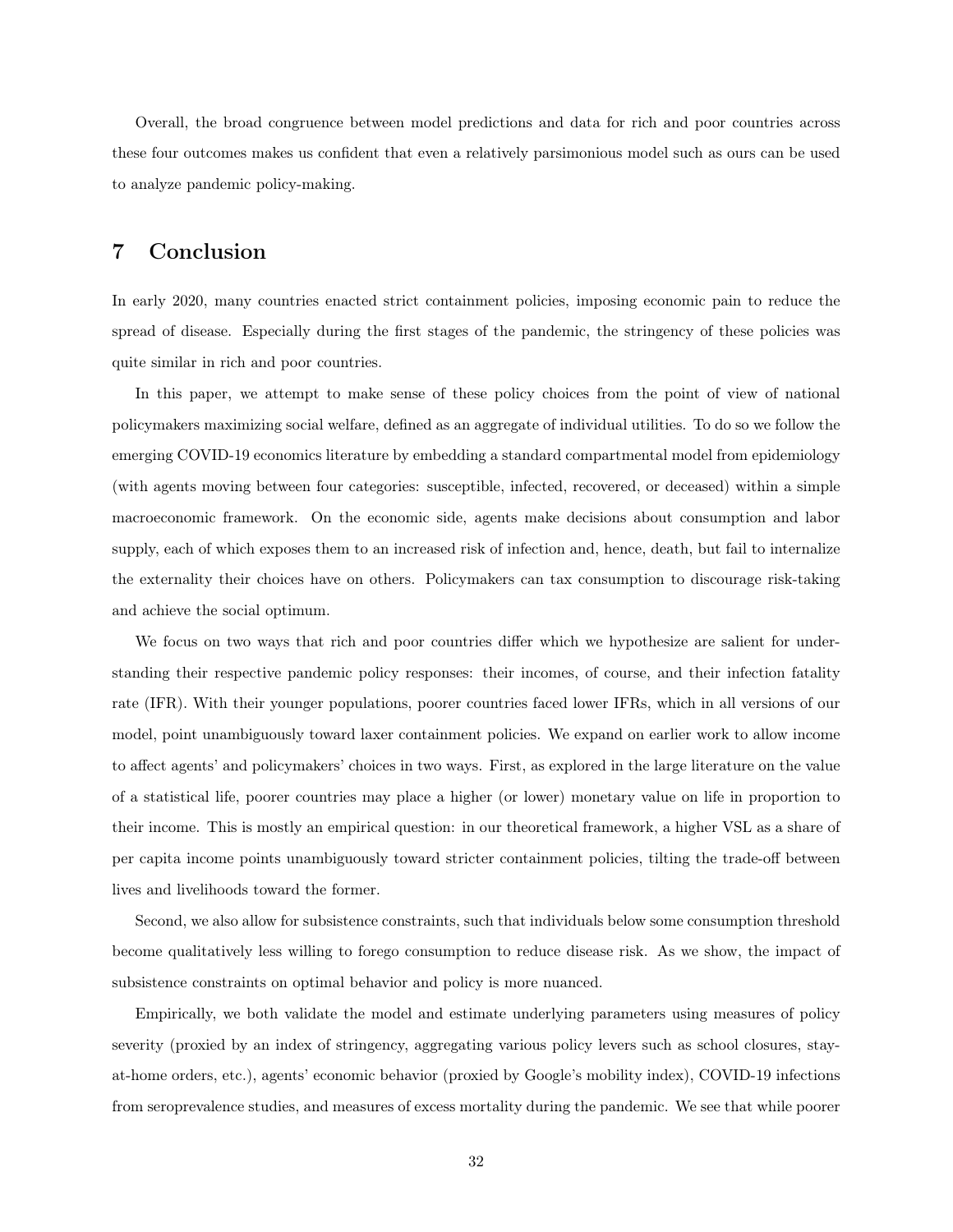Overall, the broad congruence between model predictions and data for rich and poor countries across these four outcomes makes us confident that even a relatively parsimonious model such as ours can be used to analyze pandemic policy-making.

# 7 Conclusion

In early 2020, many countries enacted strict containment policies, imposing economic pain to reduce the spread of disease. Especially during the first stages of the pandemic, the stringency of these policies was quite similar in rich and poor countries.

In this paper, we attempt to make sense of these policy choices from the point of view of national policymakers maximizing social welfare, defined as an aggregate of individual utilities. To do so we follow the emerging COVID-19 economics literature by embedding a standard compartmental model from epidemiology (with agents moving between four categories: susceptible, infected, recovered, or deceased) within a simple macroeconomic framework. On the economic side, agents make decisions about consumption and labor supply, each of which exposes them to an increased risk of infection and, hence, death, but fail to internalize the externality their choices have on others. Policymakers can tax consumption to discourage risk-taking and achieve the social optimum.

We focus on two ways that rich and poor countries differ which we hypothesize are salient for understanding their respective pandemic policy responses: their incomes, of course, and their infection fatality rate (IFR). With their younger populations, poorer countries faced lower IFRs, which in all versions of our model, point unambiguously toward laxer containment policies. We expand on earlier work to allow income to affect agents' and policymakers' choices in two ways. First, as explored in the large literature on the value of a statistical life, poorer countries may place a higher (or lower) monetary value on life in proportion to their income. This is mostly an empirical question: in our theoretical framework, a higher VSL as a share of per capita income points unambiguously toward stricter containment policies, tilting the trade-off between lives and livelihoods toward the former.

Second, we also allow for subsistence constraints, such that individuals below some consumption threshold become qualitatively less willing to forego consumption to reduce disease risk. As we show, the impact of subsistence constraints on optimal behavior and policy is more nuanced.

Empirically, we both validate the model and estimate underlying parameters using measures of policy severity (proxied by an index of stringency, aggregating various policy levers such as school closures, stay-at-home orders, etc.), agents' economic behavior (proxied by Google's mobility index), COVID-19 infections from seroprevalence studies, and measures of excess mortality during the pandemic. We see that while poorer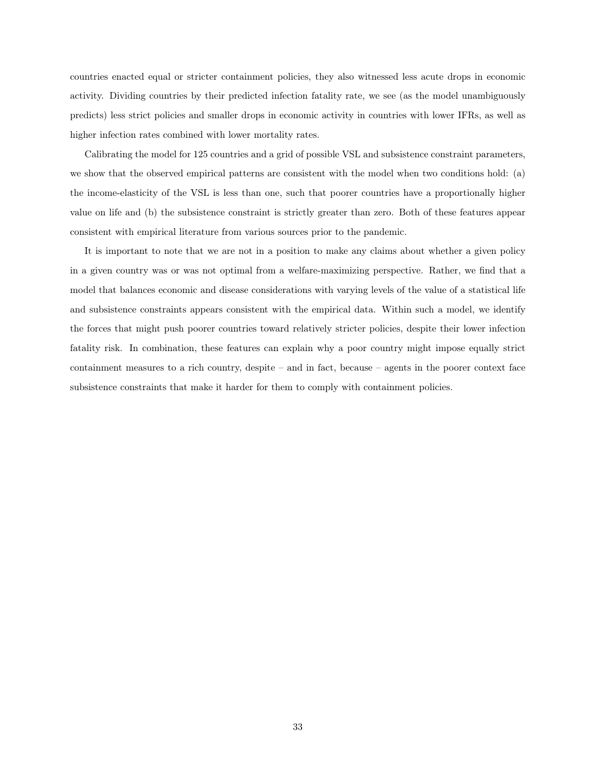countries enacted equal or stricter containment policies, they also witnessed less acute drops in economic activity. Dividing countries by their predicted infection fatality rate, we see (as the model unambiguously predicts) less strict policies and smaller drops in economic activity in countries with lower IFRs, as well as higher infection rates combined with lower mortality rates.

Calibrating the model for 125 countries and a grid of possible VSL and subsistence constraint parameters, we show that the observed empirical patterns are consistent with the model when two conditions hold: (a) the income-elasticity of the VSL is less than one, such that poorer countries have a proportionally higher value on life and (b) the subsistence constraint is strictly greater than zero. Both of these features appear consistent with empirical literature from various sources prior to the pandemic.

It is important to note that we are not in a position to make any claims about whether a given policy in a given country was or was not optimal from a welfare-maximizing perspective. Rather, we find that a model that balances economic and disease considerations with varying levels of the value of a statistical life and subsistence constraints appears consistent with the empirical data. Within such a model, we identify the forces that might push poorer countries toward relatively stricter policies, despite their lower infection fatality risk. In combination, these features can explain why a poor country might impose equally strict containment measures to a rich country, despite – and in fact, because – agents in the poorer context face subsistence constraints that make it harder for them to comply with containment policies.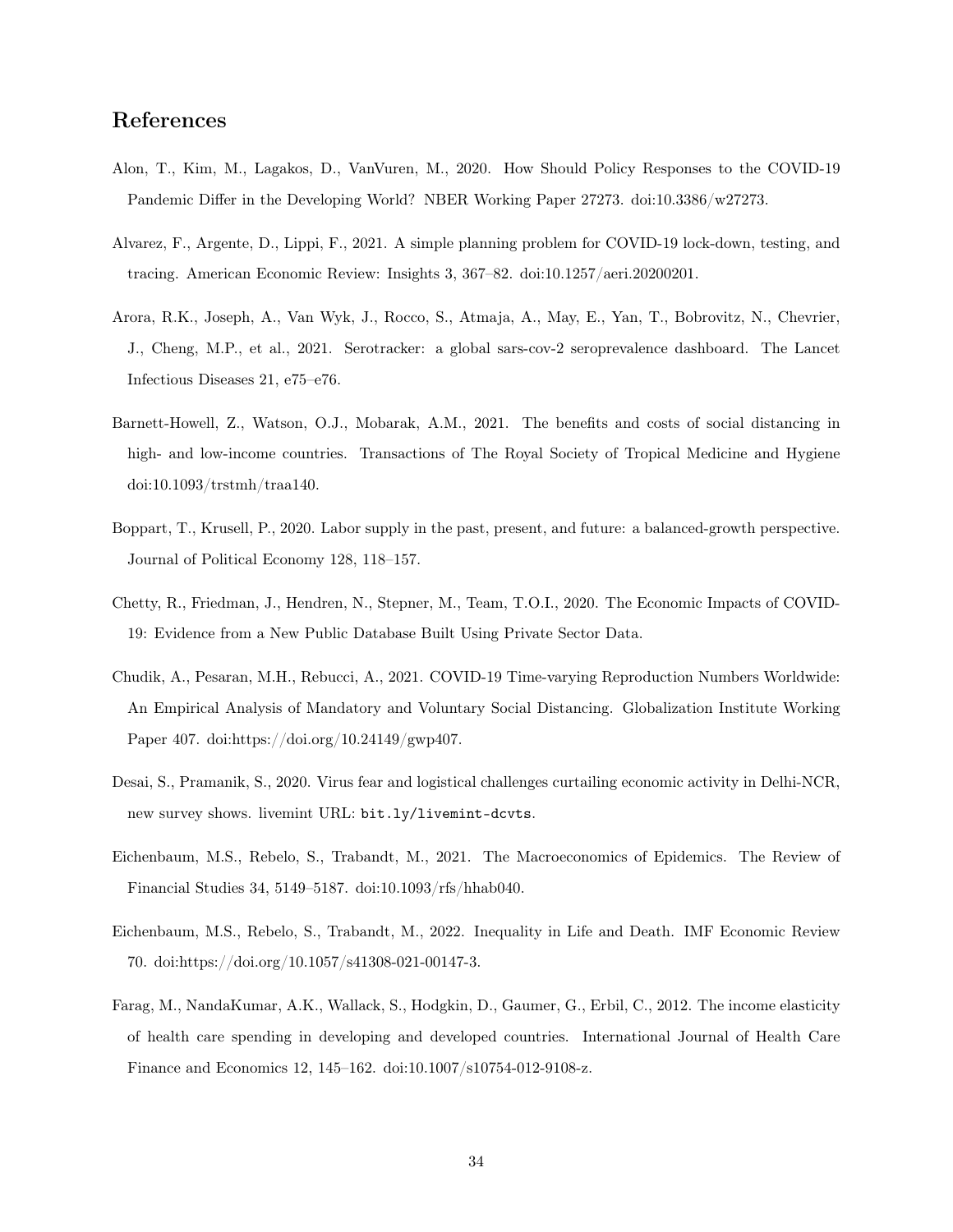## References

Alon, T., Kim, M., Lagakos, D., VanVuren, M., 2020. How Should Policy Responses to the COVID-19 Pandemic Differ in the Developing World? NBER Working Paper 27273. doi:10.3386/w27273.

Alvarez, F., Argente, D., Lippi, F., 2021. A simple planning problem for COVID-19 lock-down, testing, and tracing. American Economic Review: Insights 3, 367–82. doi:10.1257/aeri.20200201.

Arora, R.K., Joseph, A., Van Wyk, J., Rocco, S., Atmaja, A., May, E., Yan, T., Bobrovitz, N., Chevrier, J., Cheng, M.P., et al., 2021. Serotracker: a global sars-cov-2 seroprevalence dashboard. The Lancet Infectious Diseases 21, e75–e76.

Barnett-Howell, Z., Watson, O.J., Mobarak, A.M., 2021. The benefits and costs of social distancing in high- and low-income countries. Transactions of The Royal Society of Tropical Medicine and Hygiene doi:10.1093/trstmh/traa140.

Boppart, T., Krusell, P., 2020. Labor supply in the past, present, and future: a balanced-growth perspective. Journal of Political Economy 128, 118–157.

Chetty, R., Friedman, J., Hendren, N., Stepner, M., Team, T.O.I., 2020. The Economic Impacts of COVID-19: Evidence from a New Public Database Built Using Private Sector Data.

Chudik, A., Pesaran, M.H., Rebucci, A., 2021. COVID-19 Time-varying Reproduction Numbers Worldwide: An Empirical Analysis of Mandatory and Voluntary Social Distancing. Globalization Institute Working Paper 407. doi:https://doi.org/10.24149/gwp407.

Desai, S., Pramanik, S., 2020. Virus fear and logistical challenges curtailing economic activity in Delhi-NCR, new survey shows. livemint URL: `bit.ly/livemint-dcvts`.

Eichenbaum, M.S., Rebelo, S., Trabandt, M., 2021. The Macroeconomics of Epidemics. The Review of Financial Studies 34, 5149–5187. doi:10.1093/rfs/hhab040.

Eichenbaum, M.S., Rebelo, S., Trabandt, M., 2022. Inequality in Life and Death. IMF Economic Review 70. doi:https://doi.org/10.1057/s41308-021-00147-3.

Farag, M., NandaKumar, A.K., Wallack, S., Hodgkin, D., Gaumer, G., Erbil, C., 2012. The income elasticity of health care spending in developing and developed countries. International Journal of Health Care Finance and Economics 12, 145–162. doi:10.1007/s10754-012-9108-z.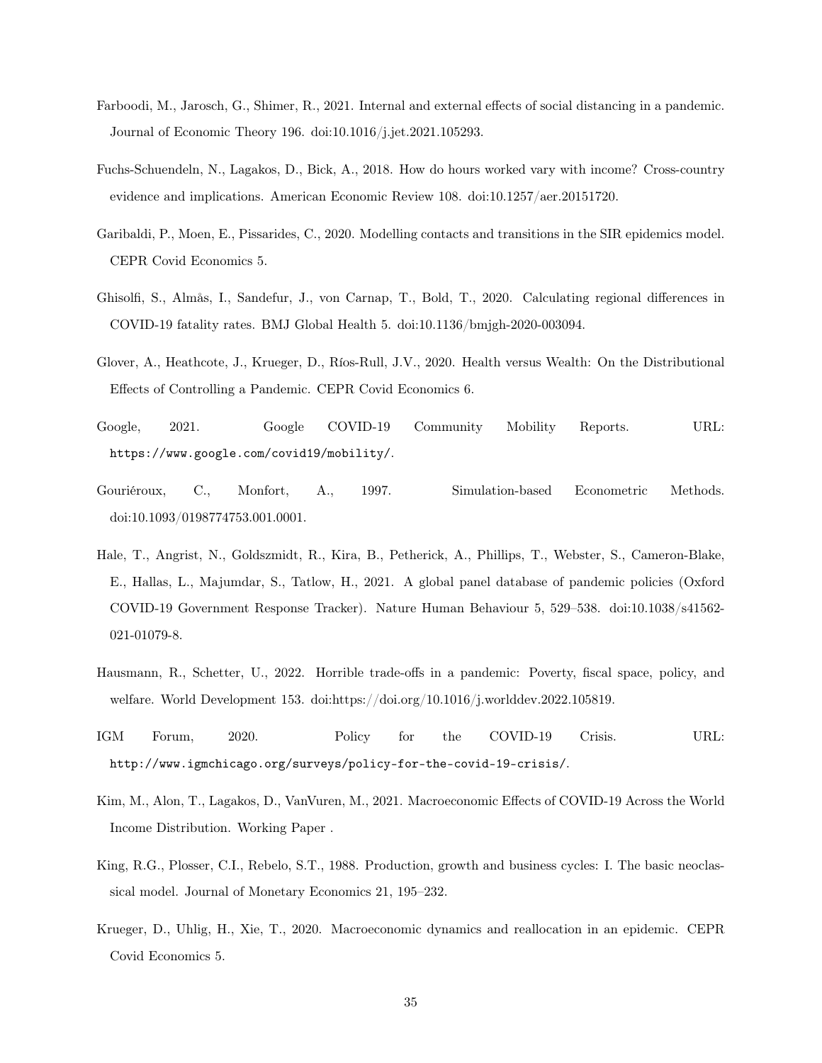Farboodi, M., Jarosch, G., Shimer, R., 2021. Internal and external effects of social distancing in a pandemic. Journal of Economic Theory 196. doi:10.1016/j.jet.2021.105293.

Fuchs-Schuendeln, N., Lagakos, D., Bick, A., 2018. How do hours worked vary with income? Cross-country evidence and implications. American Economic Review 108. doi:10.1257/aer.20151720.

Garibaldi, P., Moen, E., Pissarides, C., 2020. Modelling contacts and transitions in the SIR epidemics model. CEPR Covid Economics 5.

Ghisolfi, S., Almås, I., Sandefur, J., von Carnap, T., Bold, T., 2020. Calculating regional differences in COVID-19 fatality rates. BMJ Global Health 5. doi:10.1136/bmjgh-2020-003094.

Glover, A., Heathcote, J., Krueger, D., Ríos-Rull, J.V., 2020. Health versus Wealth: On the Distributional Effects of Controlling a Pandemic. CEPR Covid Economics 6.

Google, 2021. Google COVID-19 Community Mobility Reports. URL: https://www.google.com/covid19/mobility/.

Gouriéroux, C., Monfort, A., 1997. Simulation-based Econometric Methods. doi:10.1093/0198774753.001.0001.

Hale, T., Angrist, N., Goldszmidt, R., Kira, B., Petherick, A., Phillips, T., Webster, S., Cameron-Blake, E., Hallas, L., Majumdar, S., Tatlow, H., 2021. A global panel database of pandemic policies (Oxford COVID-19 Government Response Tracker). Nature Human Behaviour 5, 529–538. doi:10.1038/s41562-021-01079-8.

Hausmann, R., Schetter, U., 2022. Horrible trade-offs in a pandemic: Poverty, fiscal space, policy, and welfare. World Development 153. doi:https://doi.org/10.1016/j.worlddev.2022.105819.

IGM Forum, 2020. Policy for the COVID-19 Crisis. URL: http://www.igmchicago.org/surveys/policy-for-the-covid-19-crisis/.

Kim, M., Alon, T., Lagakos, D., VanVuren, M., 2021. Macroeconomic Effects of COVID-19 Across the World Income Distribution. Working Paper .

King, R.G., Plosser, C.I., Rebelo, S.T., 1988. Production, growth and business cycles: I. The basic neoclassical model. Journal of Monetary Economics 21, 195–232.

Krueger, D., Uhlig, H., Xie, T., 2020. Macroeconomic dynamics and reallocation in an epidemic. CEPR Covid Economics 5.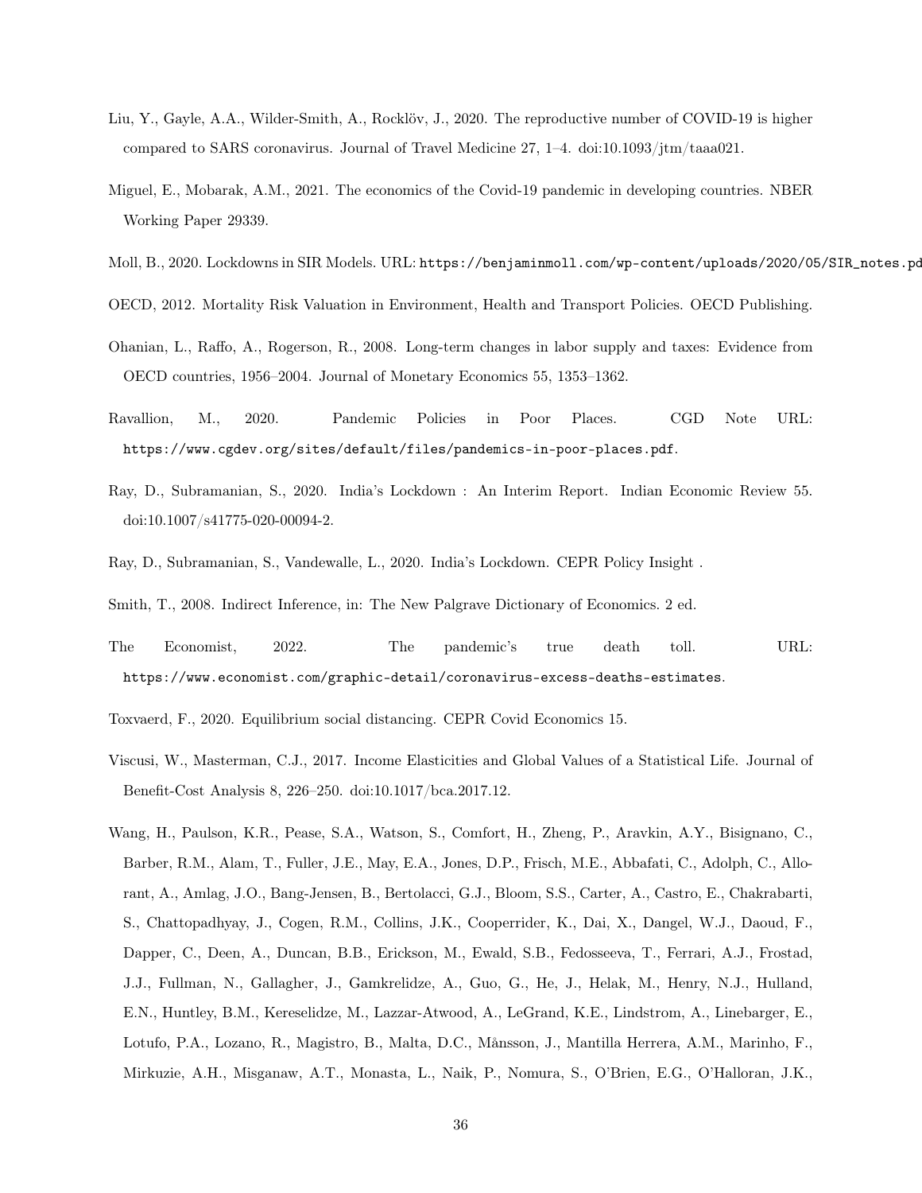Liu, Y., Gayle, A.A., Wilder-Smith, A., Rocklöv, J., 2020. The reproductive number of COVID-19 is higher compared to SARS coronavirus. Journal of Travel Medicine 27, 1–4. doi:10.1093/jtm/taaa021.

Miguel, E., Mobarak, A.M., 2021. The economics of the Covid-19 pandemic in developing countries. NBER Working Paper 29339.

Moll, B., 2020. Lockdowns in SIR Models. URL: https://benjaminmoll.com/wp-content/uploads/2020/05/SIR_notes.pd

OECD, 2012. Mortality Risk Valuation in Environment, Health and Transport Policies. OECD Publishing.

Ohanian, L., Raffo, A., Rogerson, R., 2008. Long-term changes in labor supply and taxes: Evidence from OECD countries, 1956–2004. Journal of Monetary Economics 55, 1353–1362.

Ravallion, M., 2020. Pandemic Policies in Poor Places. CGD Note URL: https://www.cgdev.org/sites/default/files/pandemics-in-poor-places.pdf.

Ray, D., Subramanian, S., 2020. India's Lockdown : An Interim Report. Indian Economic Review 55. doi:10.1007/s41775-020-00094-2.

Ray, D., Subramanian, S., Vandewalle, L., 2020. India's Lockdown. CEPR Policy Insight .

Smith, T., 2008. Indirect Inference, in: The New Palgrave Dictionary of Economics. 2 ed.

The Economist, 2022. The pandemic's true death toll. URL: https://www.economist.com/graphic-detail/coronavirus-excess-deaths-estimates.

Toxvaerd, F., 2020. Equilibrium social distancing. CEPR Covid Economics 15.

Viscusi, W., Masterman, C.J., 2017. Income Elasticities and Global Values of a Statistical Life. Journal of Benefit-Cost Analysis 8, 226–250. doi:10.1017/bca.2017.12.

Wang, H., Paulson, K.R., Pease, S.A., Watson, S., Comfort, H., Zheng, P., Aravkin, A.Y., Bisignano, C., Barber, R.M., Alam, T., Fuller, J.E., May, E.A., Jones, D.P., Frisch, M.E., Abbafati, C., Adolph, C., Allorant, A., Amlag, J.O., Bang-Jensen, B., Bertolacci, G.J., Bloom, S.S., Carter, A., Castro, E., Chakrabarti, S., Chattopadhyay, J., Cogen, R.M., Collins, J.K., Cooperrider, K., Dai, X., Dangel, W.J., Daoud, F., Dapper, C., Deen, A., Duncan, B.B., Erickson, M., Ewald, S.B., Fedosseeva, T., Ferrari, A.J., Frostad, J.J., Fullman, N., Gallagher, J., Gamkrelidze, A., Guo, G., He, J., Helak, M., Henry, N.J., Hulland, E.N., Huntley, B.M., Kereselidze, M., Lazzar-Atwood, A., LeGrand, K.E., Lindstrom, A., Linebarger, E., Lotufo, P.A., Lozano, R., Magistro, B., Malta, D.C., Månsson, J., Mantilla Herrera, A.M., Marinho, F., Mirkuzie, A.H., Misganaw, A.T., Monasta, L., Naik, P., Nomura, S., O'Brien, E.G., O'Halloran, J.K.,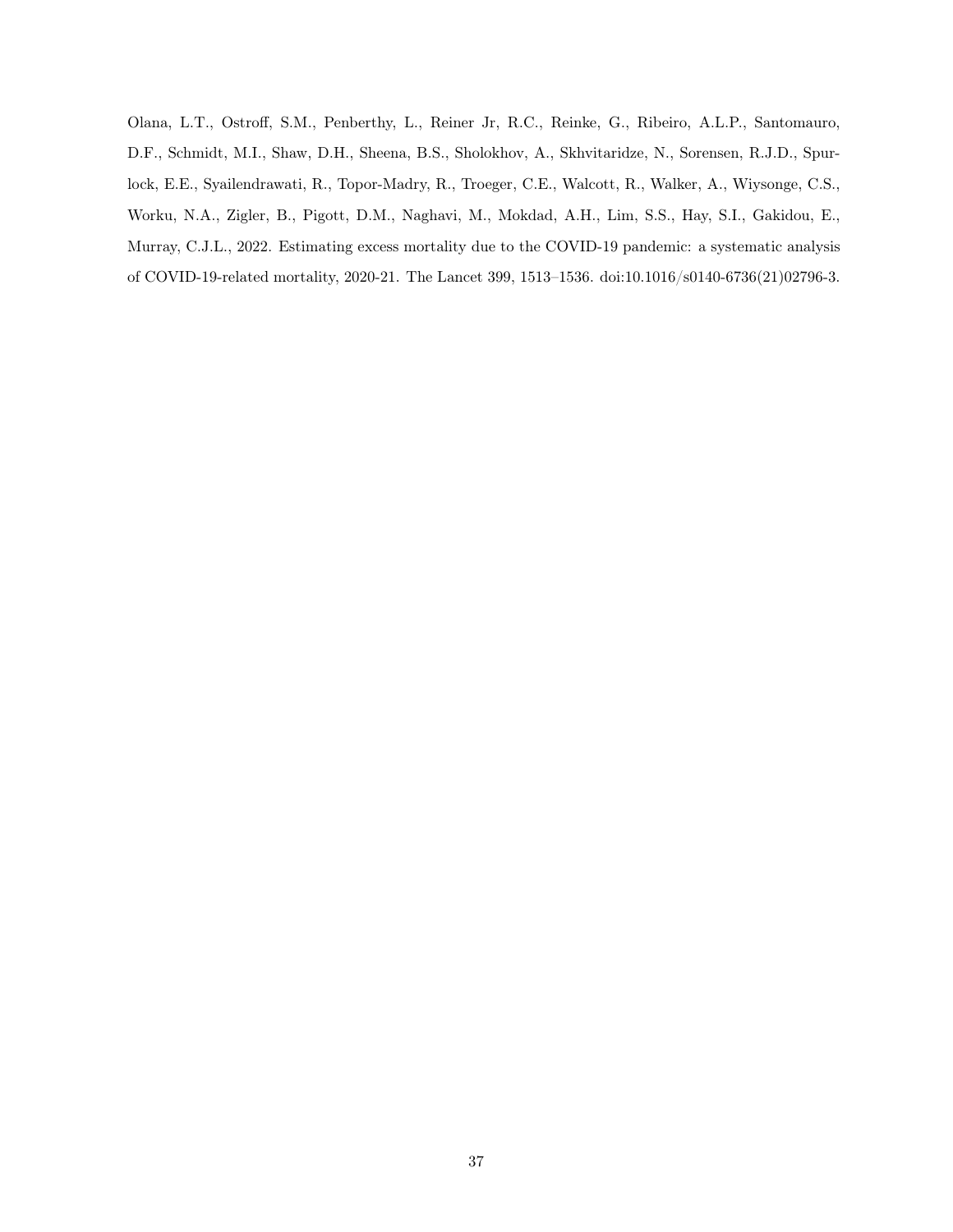Olana, L.T., Ostroff, S.M., Penberthy, L., Reiner Jr, R.C., Reinke, G., Ribeiro, A.L.P., Santomauro, D.F., Schmidt, M.I., Shaw, D.H., Sheena, B.S., Sholokhov, A., Skhvitaridze, N., Sorensen, R.J.D., Spurlock, E.E., Syailendrawati, R., Topor-Madry, R., Troeger, C.E., Walcott, R., Walker, A., Wiysonge, C.S., Worku, N.A., Zigler, B., Pigott, D.M., Naghavi, M., Mokdad, A.H., Lim, S.S., Hay, S.I., Gakidou, E., Murray, C.J.L., 2022. Estimating excess mortality due to the COVID-19 pandemic: a systematic analysis of COVID-19-related mortality, 2020-21. The Lancet 399, 1513–1536. doi:10.1016/s0140-6736(21)02796-3.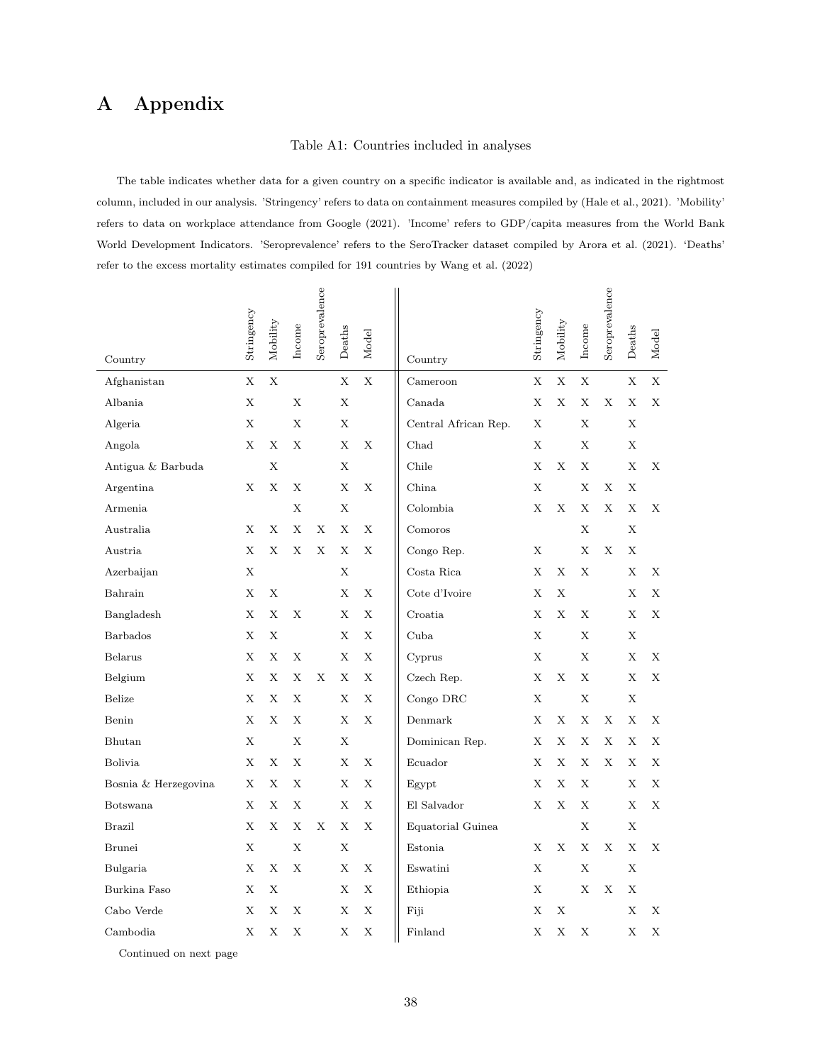# A Appendix

Table A1: Countries included in analyses

The table indicates whether data for a given country on a specific indicator is available and, as indicated in the rightmost column, included in our analysis. 'Stringency' refers to data on containment measures compiled by (Hale et al., 2021). 'Mobility' refers to data on workplace attendance from Google (2021). 'Income' refers to GDP/capita measures from the World Bank World Development Indicators. 'Seroprevalence' refers to the SeroTracker dataset compiled by Arora et al. (2021). 'Deaths' refer to the excess mortality estimates compiled for 191 countries by Wang et al. (2022)

| Country | Stringency | Mobility | Income | Seroprevalence | Deaths | Model |
|---|---|---|---|---|---|---|
| Afghanistan | X | X | | | X | X |
| Albania | X | | X | | X | |
| Algeria | X | | X | | X | |
| Angola | X | X | X | | X | X |
| Antigua & Barbuda | | X | | | X | |
| Argentina | X | X | X | | X | X |
| Armenia | | | X | | X | |
| Australia | X | X | X | X | X | X |
| Austria | X | X | X | X | X | X |
| Azerbaijan | X | | | | X | |
| Bahrain | X | X | | | X | X |
| Bangladesh | X | X | X | | X | X |
| Barbados | X | X | | | X | X |
| Belarus | X | X | X | | X | X |
| Belgium | X | X | X | X | X | X |
| Belize | X | X | X | | X | X |
| Benin | X | X | X | | X | X |
| Bhutan | X | | X | | X | |
| Bolivia | X | X | X | | X | X |
| Bosnia & Herzegovina | X | X | X | | X | X |
| Botswana | X | X | X | | X | X |
| Brazil | X | X | X | X | X | X |
| Brunei | X | | X | | X | |
| Bulgaria | X | X | X | | X | X |
| Burkina Faso | X | X | | | X | X |
| Cabo Verde | X | X | X | | X | X |
| Cambodia | X | X | X | | X | X |
| Cameroon | X | X | X | | X | X |
| Canada | X | X | X | X | X | X |
| Central African Rep. | X | | X | | X | |
| Chad | X | | X | | X | |
| Chile | X | X | X | | X | X |
| China | X | | X | X | X | |
| Colombia | X | X | X | X | X | X |
| Comoros | | | X | | X | |
| Congo Rep. | X | | X | X | X | |
| Costa Rica | X | X | X | | X | X |
| Cote d'Ivoire | X | X | | | X | X |
| Croatia | X | X | X | | X | X |
| Cuba | X | | X | | X | |
| Cyprus | X | | X | | X | X |
| Czech Rep. | X | X | X | | X | X |
| Congo DRC | X | | X | | X | |
| Denmark | X | X | X | X | X | X |
| Dominican Rep. | X | X | X | X | X | X |
| Ecuador | X | X | X | X | X | X |
| Egypt | X | X | X | | X | X |
| El Salvador | X | X | X | | X | X |
| Equatorial Guinea | | | X | | X | |
| Estonia | X | X | X | X | X | X |
| Eswatini | X | | X | | X | |
| Ethiopia | X | | X | X | X | |
| Fiji | X | X | | | X | X |
| Finland | X | X | X | | X | X |

Continued on next page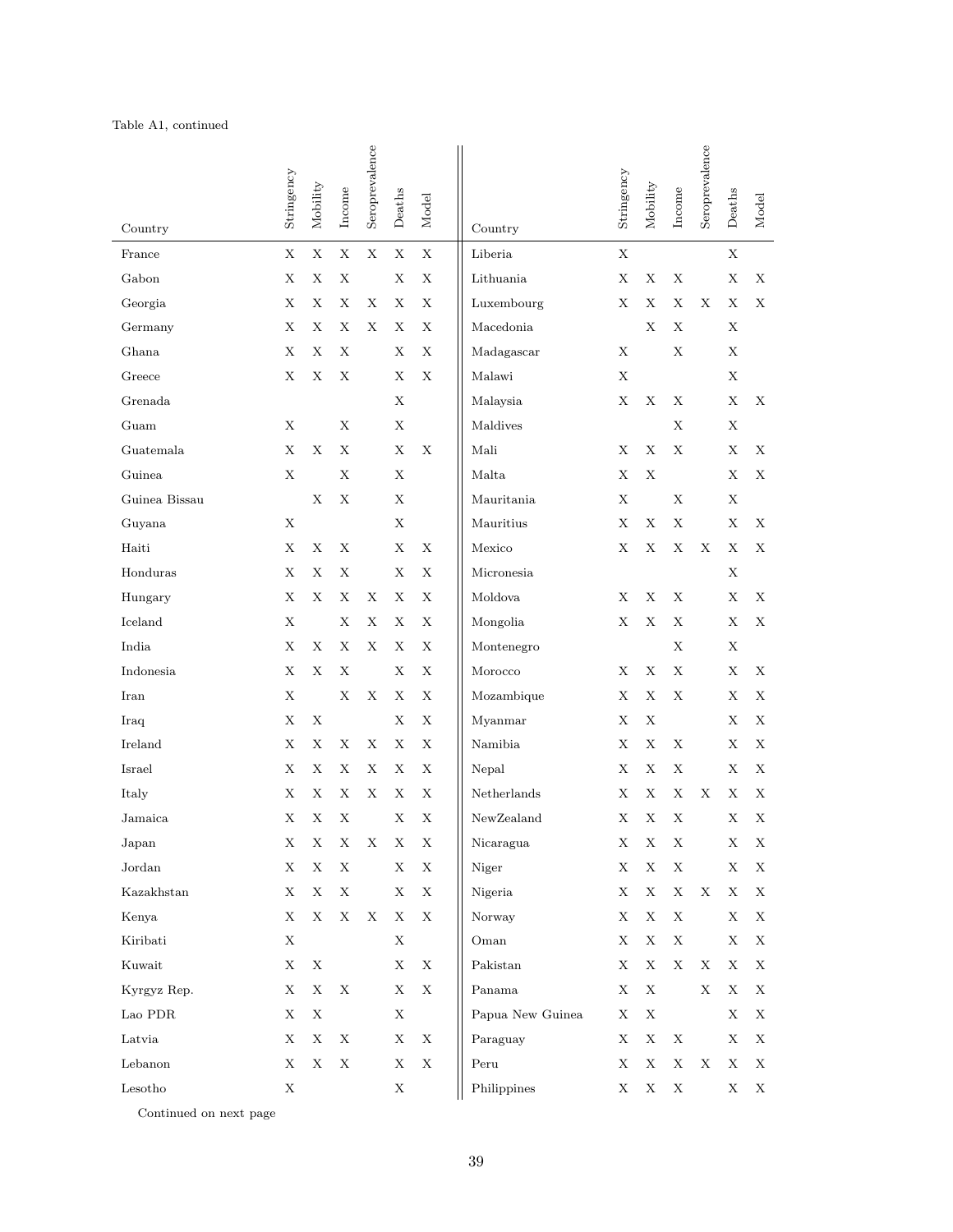Table A1, continued

| Country | Stringency | Mobility | Income | Seroprevalence | Deaths | Model | Country | Stringency | Mobility | Income | Seroprevalence | Deaths | Model |
|---|---|---|---|---|---|---|---|---|---|---|---|---|---|
| France | X | X | X | X | X | X | Liberia | X | | | | X | |
| Gabon | X | X | X | | X | X | Lithuania | X | X | X | | X | X |
| Georgia | X | X | X | X | X | X | Luxembourg | X | X | X | X | X | X |
| Germany | X | X | X | X | X | X | Macedonia | | X | X | | X | |
| Ghana | X | X | X | | X | X | Madagascar | X | | X | | X | |
| Greece | X | X | X | | X | X | Malawi | X | | | | X | |
| Grenada | | | | | X | | Malaysia | X | X | X | | X | X |
| Guam | X | | X | | X | | Maldives | | | X | | X | |
| Guatemala | X | X | X | | X | X | Mali | X | X | X | | X | X |
| Guinea | X | | X | | X | | Malta | X | X | | | X | X |
| Guinea Bissau | | X | X | | X | | Mauritania | X | | X | | X | |
| Guyana | X | | | | X | | Mauritius | X | X | X | | X | X |
| Haiti | X | X | X | | X | X | Mexico | X | X | X | X | X | X |
| Honduras | X | X | X | | X | X | Micronesia | | | | | X | |
| Hungary | X | X | X | X | X | X | Moldova | X | X | X | | X | X |
| Iceland | X | | X | X | X | X | Mongolia | X | X | X | | X | X |
| India | X | X | X | X | X | X | Montenegro | | | X | | X | |
| Indonesia | X | X | X | | X | X | Morocco | X | X | X | | X | X |
| Iran | X | | X | X | X | X | Mozambique | X | X | X | | X | X |
| Iraq | X | X | | | X | X | Myanmar | X | X | | | X | X |
| Ireland | X | X | X | X | X | X | Namibia | X | X | X | | X | X |
| Israel | X | X | X | X | X | X | Nepal | X | X | X | | X | X |
| Italy | X | X | X | X | X | X | Netherlands | X | X | X | X | X | X |
| Jamaica | X | X | X | | X | X | NewZealand | X | X | X | | X | X |
| Japan | X | X | X | X | X | X | Nicaragua | X | X | X | | X | X |
| Jordan | X | X | X | | X | X | Niger | X | X | X | | X | X |
| Kazakhstan | X | X | X | | X | X | Nigeria | X | X | X | X | X | X |
| Kenya | X | X | X | X | X | X | Norway | X | X | X | | X | X |
| Kiribati | X | | | | X | | Oman | X | X | X | | X | X |
| Kuwait | X | X | | | X | X | Pakistan | X | X | X | X | X | X |
| Kyrgyz Rep. | X | X | X | | X | X | Panama | X | X | | X | X | X |
| Lao PDR | X | X | | | X | | Papua New Guinea | X | X | | | X | X |
| Latvia | X | X | X | | X | X | Paraguay | X | X | X | | X | X |
| Lebanon | X | X | X | | X | X | Peru | X | X | X | X | X | X |
| Lesotho | X | | | | X | | Philippines | X | X | X | | X | X |

Continued on next page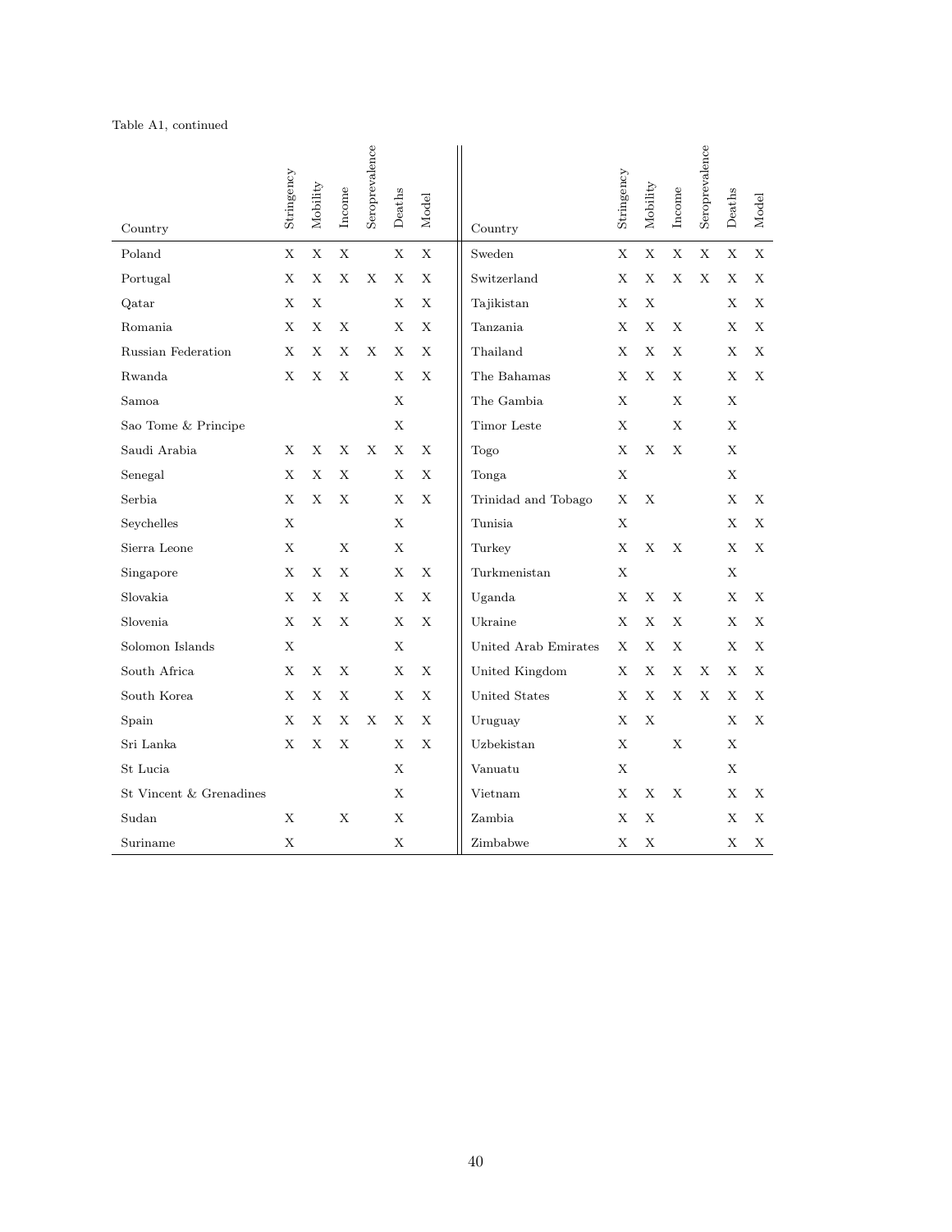Table A1, continued

| Country | Stringency | Mobility | Income | Seroprevalence | Deaths | Model | Country | Stringency | Mobility | Income | Seroprevalence | Deaths | Model |
|---|---|---|---|---|---|---|---|---|---|---|---|---|---|
| Poland | X | X | X | | X | X | Sweden | X | X | X | X | X | X |
| Portugal | X | X | X | X | X | X | Switzerland | X | X | X | X | X | X |
| Qatar | X | X | | | X | X | Tajikistan | X | X | | | X | X |
| Romania | X | X | X | | X | X | Tanzania | X | X | X | | X | X |
| Russian Federation | X | X | X | X | X | X | Thailand | X | X | X | | X | X |
| Rwanda | X | X | X | | X | X | The Bahamas | X | X | X | | X | X |
| Samoa | | | | | X | | The Gambia | X | | X | | X | |
| Sao Tome & Principe | | | | | X | | Timor Leste | X | | X | | X | |
| Saudi Arabia | X | X | X | X | X | X | Togo | X | X | X | | X | |
| Senegal | X | X | X | | X | X | Tonga | X | | | | X | |
| Serbia | X | X | X | | X | X | Trinidad and Tobago | X | X | | | X | X |
| Seychelles | X | | | | X | | Tunisia | X | | | | X | X |
| Sierra Leone | X | | X | | X | | Turkey | X | X | X | | X | X |
| Singapore | X | X | X | | X | X | Turkmenistan | X | | | | X | |
| Slovakia | X | X | X | | X | X | Uganda | X | X | X | | X | X |
| Slovenia | X | X | X | | X | X | Ukraine | X | X | X | | X | X |
| Solomon Islands | X | | | | X | | United Arab Emirates | X | X | X | | X | X |
| South Africa | X | X | X | | X | X | United Kingdom | X | X | X | X | X | X |
| South Korea | X | X | X | | X | X | United States | X | X | X | X | X | X |
| Spain | X | X | X | X | X | X | Uruguay | X | X | | | X | X |
| Sri Lanka | X | X | X | | X | X | Uzbekistan | X | | X | | X | |
| St Lucia | | | | | X | | Vanuatu | X | | | | X | |
| St Vincent & Grenadines | | | | | X | | Vietnam | X | X | X | | X | X |
| Sudan | X | | X | | X | | Zambia | X | X | | | X | X |
| Suriname | X | | | | X | | Zimbabwe | X | X | | | X | X |